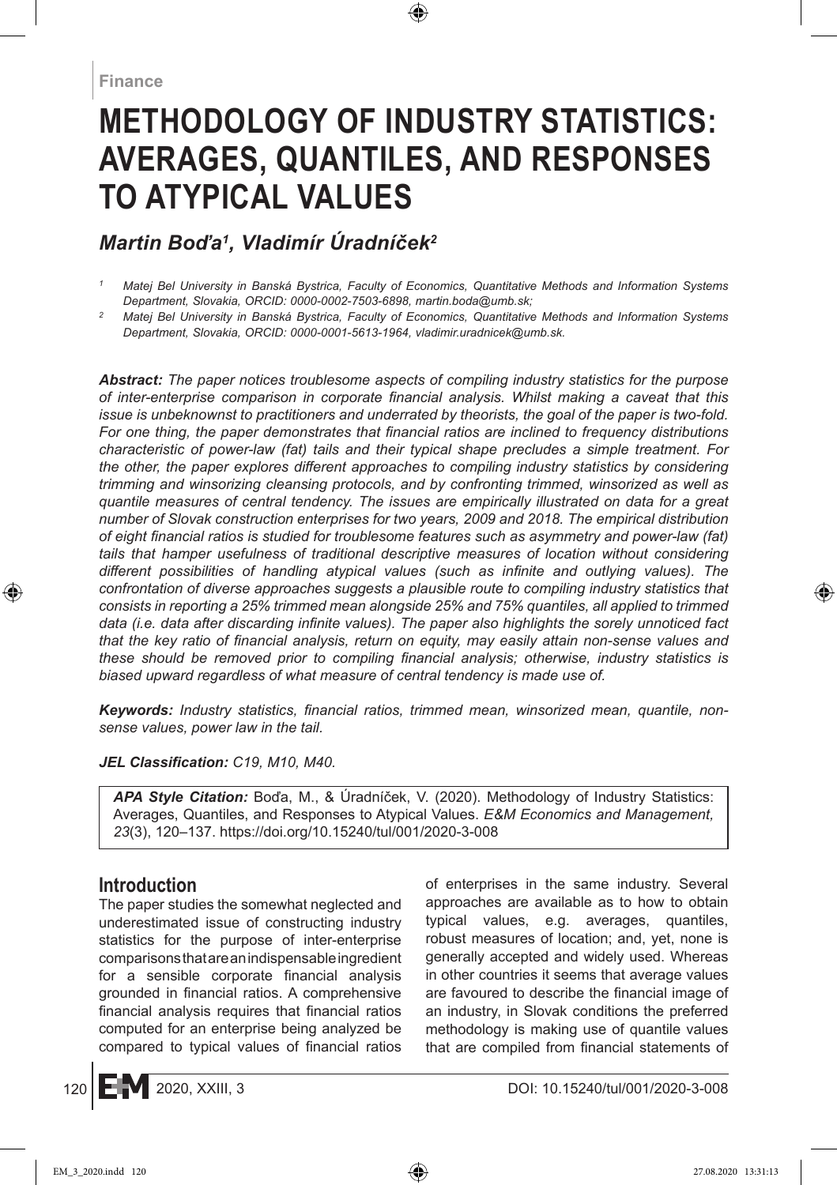Finance

# METHODOLOGY OF INDUSTRY STATISTICS: AVERAGES, QUANTILES, AND RESPONSES TO ATYPICAL VALUES

## *Martin Boďa[1], Vladimír Úradníček[2]*

*[1] Matej Bel University in Banská Bystrica, Faculty of Economics, Quantitative Methods and Information Systems Department, Slovakia, ORCID: 0000-0002-7503-6898, martin.boda@umb.sk;*

*[2] Matej Bel University in Banská Bystrica, Faculty of Economics, Quantitative Methods and Information Systems Department, Slovakia, ORCID: 0000-0001-5613-1964, vladimir.uradnicek@umb.sk.*

***Abstract:*** *The paper notices troublesome aspects of compiling industry statistics for the purpose of inter-enterprise comparison in corporate financial analysis. Whilst making a caveat that this issue is unbeknownst to practitioners and underrated by theorists, the goal of the paper is two-fold. For one thing, the paper demonstrates that financial ratios are inclined to frequency distributions characteristic of power-law (fat) tails and their typical shape precludes a simple treatment. For the other, the paper explores different approaches to compiling industry statistics by considering trimming and winsorizing cleansing protocols, and by confronting trimmed, winsorized as well as quantile measures of central tendency. The issues are empirically illustrated on data for a great number of Slovak construction enterprises for two years, 2009 and 2018. The empirical distribution of eight financial ratios is studied for troublesome features such as asymmetry and power-law (fat) tails that hamper usefulness of traditional descriptive measures of location without considering different possibilities of handling atypical values (such as infinite and outlying values). The confrontation of diverse approaches suggests a plausible route to compiling industry statistics that consists in reporting a 25% trimmed mean alongside 25% and 75% quantiles, all applied to trimmed data (i.e. data after discarding infinite values). The paper also highlights the sorely unnoticed fact that the key ratio of financial analysis, return on equity, may easily attain non-sense values and these should be removed prior to compiling financial analysis; otherwise, industry statistics is biased upward regardless of what measure of central tendency is made use of.*

***Keywords:*** *Industry statistics, financial ratios, trimmed mean, winsorized mean, quantile, non-sense values, power law in the tail.*

***JEL Classification:*** *C19, M10, M40.*

***APA Style Citation:*** Boďa, M., & Úradníček, V. (2020). Methodology of Industry Statistics: Averages, Quantiles, and Responses to Atypical Values. *E&M Economics and Management, 23*(3), 120–137. https://doi.org/10.15240/tul/001/2020-3-008

## Introduction

The paper studies the somewhat neglected and underestimated issue of constructing industry statistics for the purpose of inter-enterprise comparisons that are an indispensable ingredient for a sensible corporate financial analysis grounded in financial ratios. A comprehensive financial analysis requires that financial ratios computed for an enterprise being analyzed be compared to typical values of financial ratios of enterprises in the same industry. Several approaches are available as to how to obtain typical values, e.g. averages, quantiles, robust measures of location; and, yet, none is generally accepted and widely used. Whereas in other countries it seems that average values are favoured to describe the financial image of an industry, in Slovak conditions the preferred methodology is making use of quantile values that are compiled from financial statements of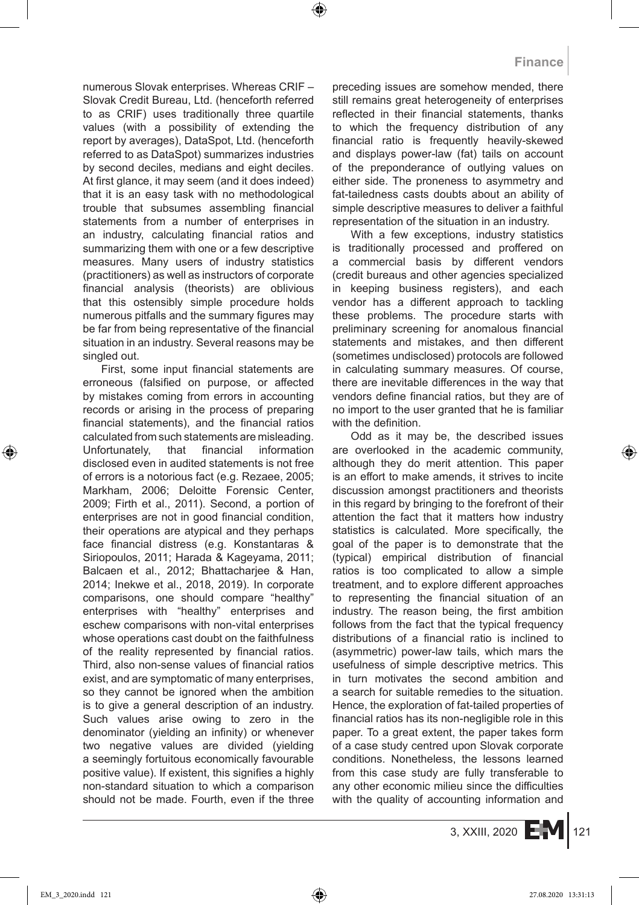numerous Slovak enterprises. Whereas CRIF – Slovak Credit Bureau, Ltd. (henceforth referred to as CRIF) uses traditionally three quartile values (with a possibility of extending the report by averages), DataSpot, Ltd. (henceforth referred to as DataSpot) summarizes industries by second deciles, medians and eight deciles. At first glance, it may seem (and it does indeed) that it is an easy task with no methodological trouble that subsumes assembling financial statements from a number of enterprises in an industry, calculating financial ratios and summarizing them with one or a few descriptive measures. Many users of industry statistics (practitioners) as well as instructors of corporate financial analysis (theorists) are oblivious that this ostensibly simple procedure holds numerous pitfalls and the summary figures may be far from being representative of the financial situation in an industry. Several reasons may be singled out.

First, some input financial statements are erroneous (falsified on purpose, or affected by mistakes coming from errors in accounting records or arising in the process of preparing financial statements), and the financial ratios calculated from such statements are misleading. Unfortunately, that financial information disclosed even in audited statements is not free of errors is a notorious fact (e.g. Rezaee, 2005; Markham, 2006; Deloitte Forensic Center, 2009; Firth et al., 2011). Second, a portion of enterprises are not in good financial condition, their operations are atypical and they perhaps face financial distress (e.g. Konstantaras & Siriopoulos, 2011; Harada & Kageyama, 2011; Balcaen et al., 2012; Bhattacharjee & Han, 2014; Inekwe et al., 2018, 2019). In corporate comparisons, one should compare "healthy" enterprises with "healthy" enterprises and eschew comparisons with non-vital enterprises whose operations cast doubt on the faithfulness of the reality represented by financial ratios. Third, also non-sense values of financial ratios exist, and are symptomatic of many enterprises, so they cannot be ignored when the ambition is to give a general description of an industry. Such values arise owing to zero in the denominator (yielding an infinity) or whenever two negative values are divided (yielding a seemingly fortuitous economically favourable positive value). If existent, this signifies a highly non-standard situation to which a comparison should not be made. Fourth, even if the three preceding issues are somehow mended, there still remains great heterogeneity of enterprises reflected in their financial statements, thanks to which the frequency distribution of any financial ratio is frequently heavily-skewed and displays power-law (fat) tails on account of the preponderance of outlying values on either side. The proneness to asymmetry and fat-tailedness casts doubts about an ability of simple descriptive measures to deliver a faithful representation of the situation in an industry.

With a few exceptions, industry statistics is traditionally processed and proffered on a commercial basis by different vendors (credit bureaus and other agencies specialized in keeping business registers), and each vendor has a different approach to tackling these problems. The procedure starts with preliminary screening for anomalous financial statements and mistakes, and then different (sometimes undisclosed) protocols are followed in calculating summary measures. Of course, there are inevitable differences in the way that vendors define financial ratios, but they are of no import to the user granted that he is familiar with the definition.

Odd as it may be, the described issues are overlooked in the academic community, although they do merit attention. This paper is an effort to make amends, it strives to incite discussion amongst practitioners and theorists in this regard by bringing to the forefront of their attention the fact that it matters how industry statistics is calculated. More specifically, the goal of the paper is to demonstrate that the (typical) empirical distribution of financial ratios is too complicated to allow a simple treatment, and to explore different approaches to representing the financial situation of an industry. The reason being, the first ambition follows from the fact that the typical frequency distributions of a financial ratio is inclined to (asymmetric) power-law tails, which mars the usefulness of simple descriptive metrics. This in turn motivates the second ambition and a search for suitable remedies to the situation. Hence, the exploration of fat-tailed properties of financial ratios has its non-negligible role in this paper. To a great extent, the paper takes form of a case study centred upon Slovak corporate conditions. Nonetheless, the lessons learned from this case study are fully transferable to any other economic milieu since the difficulties with the quality of accounting information and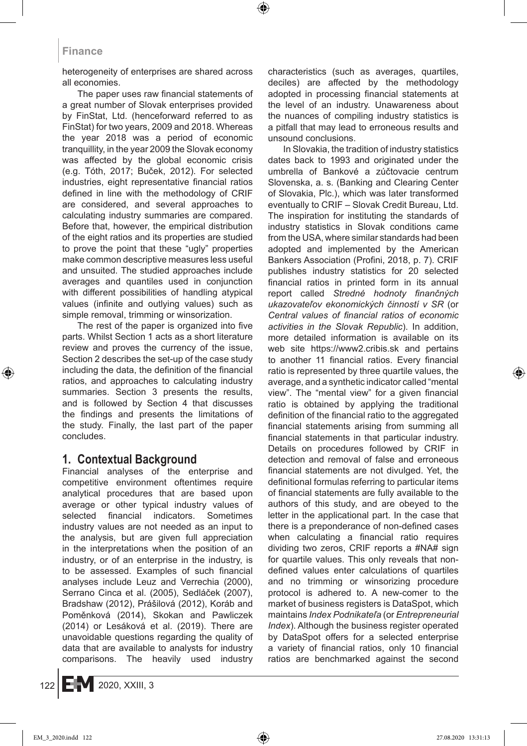heterogeneity of enterprises are shared across all economies.

The paper uses raw financial statements of a great number of Slovak enterprises provided by FinStat, Ltd. (henceforward referred to as FinStat) for two years, 2009 and 2018. Whereas the year 2018 was a period of economic tranquillity, in the year 2009 the Slovak economy was affected by the global economic crisis (e.g. Tóth, 2017; Buček, 2012). For selected industries, eight representative financial ratios defined in line with the methodology of CRIF are considered, and several approaches to calculating industry summaries are compared. Before that, however, the empirical distribution of the eight ratios and its properties are studied to prove the point that these "ugly" properties make common descriptive measures less useful and unsuited. The studied approaches include averages and quantiles used in conjunction with different possibilities of handling atypical values (infinite and outlying values) such as simple removal, trimming or winsorization.

The rest of the paper is organized into five parts. Whilst Section 1 acts as a short literature review and proves the currency of the issue, Section 2 describes the set-up of the case study including the data, the definition of the financial ratios, and approaches to calculating industry summaries. Section 3 presents the results, and is followed by Section 4 that discusses the findings and presents the limitations of the study. Finally, the last part of the paper concludes.

## 1. Contextual Background

Financial analyses of the enterprise and competitive environment oftentimes require analytical procedures that are based upon average or other typical industry values of selected financial indicators. Sometimes industry values are not needed as an input to the analysis, but are given full appreciation in the interpretations when the position of an industry, or of an enterprise in the industry, is to be assessed. Examples of such financial analyses include Leuz and Verrechia (2000), Serrano Cinca et al. (2005), Sedláček (2007), Bradshaw (2012), Prášilová (2012), Koráb and Poměnková (2014), Skokan and Pawliczek (2014) or Lesáková et al. (2019). There are unavoidable questions regarding the quality of data that are available to analysts for industry comparisons. The heavily used industry characteristics (such as averages, quartiles, deciles) are affected by the methodology adopted in processing financial statements at the level of an industry. Unawareness about the nuances of compiling industry statistics is a pitfall that may lead to erroneous results and unsound conclusions.

In Slovakia, the tradition of industry statistics dates back to 1993 and originated under the umbrella of Bankové a zúčtovacie centrum Slovenska, a. s. (Banking and Clearing Center of Slovakia, Plc.), which was later transformed eventually to CRIF – Slovak Credit Bureau, Ltd. The inspiration for instituting the standards of industry statistics in Slovak conditions came from the USA, where similar standards had been adopted and implemented by the American Bankers Association (Profini, 2018, p. 7). CRIF publishes industry statistics for 20 selected financial ratios in printed form in its annual report called *Stredné hodnoty finančných ukazovateľov ekonomických činností v SR* (or *Central values of financial ratios of economic activities in the Slovak Republic*). In addition, more detailed information is available on its web site https://www2.cribis.sk and pertains to another 11 financial ratios. Every financial ratio is represented by three quartile values, the average, and a synthetic indicator called "mental view". The "mental view" for a given financial ratio is obtained by applying the traditional definition of the financial ratio to the aggregated financial statements arising from summing all financial statements in that particular industry. Details on procedures followed by CRIF in detection and removal of false and erroneous financial statements are not divulged. Yet, the definitional formulas referring to particular items of financial statements are fully available to the authors of this study, and are obeyed to the letter in the applicational part. In the case that there is a preponderance of non-defined cases when calculating a financial ratio requires dividing two zeros, CRIF reports a #NA# sign for quartile values. This only reveals that non-defined values enter calculations of quartiles and no trimming or winsorizing procedure protocol is adhered to. A new-comer to the market of business registers is DataSpot, which maintains *Index Podnikateľa* (or *Entrepreneurial Index*). Although the business register operated by DataSpot offers for a selected enterprise a variety of financial ratios, only 10 financial ratios are benchmarked against the second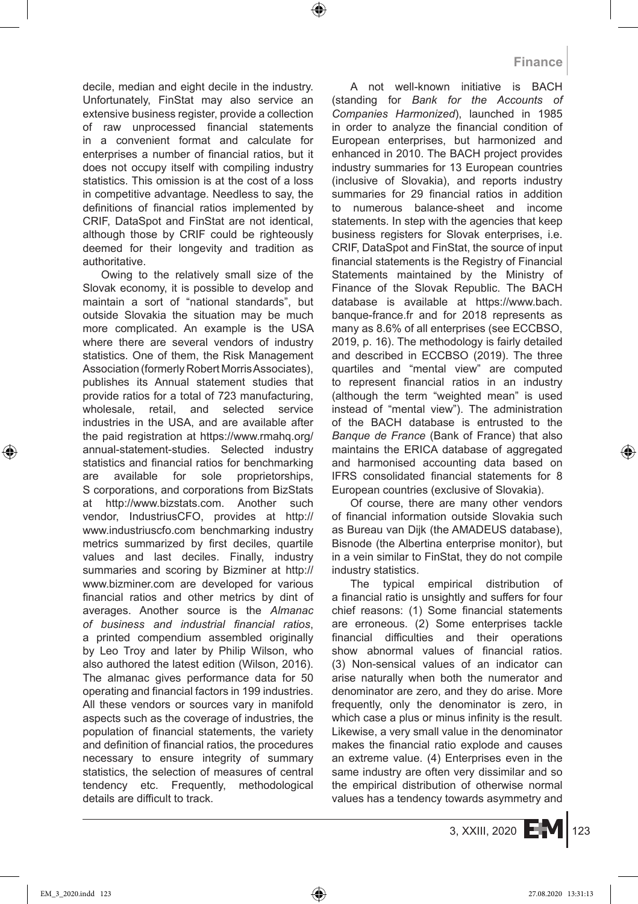decile, median and eight decile in the industry. Unfortunately, FinStat may also service an extensive business register, provide a collection of raw unprocessed financial statements in a convenient format and calculate for enterprises a number of financial ratios, but it does not occupy itself with compiling industry statistics. This omission is at the cost of a loss in competitive advantage. Needless to say, the definitions of financial ratios implemented by CRIF, DataSpot and FinStat are not identical, although those by CRIF could be righteously deemed for their longevity and tradition as authoritative.

Owing to the relatively small size of the Slovak economy, it is possible to develop and maintain a sort of "national standards", but outside Slovakia the situation may be much more complicated. An example is the USA where there are several vendors of industry statistics. One of them, the Risk Management Association (formerly Robert Morris Associates), publishes its Annual statement studies that provide ratios for a total of 723 manufacturing, wholesale, retail, and selected service industries in the USA, and are available after the paid registration at https://www.rmahq.org/annual-statement-studies. Selected industry statistics and financial ratios for benchmarking are available for sole proprietorships, S corporations, and corporations from BizStats at http://www.bizstats.com. Another such vendor, IndustriusCFO, provides at http://www.industriuscfo.com benchmarking industry metrics summarized by first deciles, quartile values and last deciles. Finally, industry summaries and scoring by Bizminer at http://www.bizminer.com are developed for various financial ratios and other metrics by dint of averages. Another source is the *Almanac of business and industrial financial ratios*, a printed compendium assembled originally by Leo Troy and later by Philip Wilson, who also authored the latest edition (Wilson, 2016). The almanac gives performance data for 50 operating and financial factors in 199 industries. All these vendors or sources vary in manifold aspects such as the coverage of industries, the population of financial statements, the variety and definition of financial ratios, the procedures necessary to ensure integrity of summary statistics, the selection of measures of central tendency etc. Frequently, methodological details are difficult to track.

A not well-known initiative is BACH (standing for *Bank for the Accounts of Companies Harmonized*), launched in 1985 in order to analyze the financial condition of European enterprises, but harmonized and enhanced in 2010. The BACH project provides industry summaries for 13 European countries (inclusive of Slovakia), and reports industry summaries for 29 financial ratios in addition to numerous balance-sheet and income statements. In step with the agencies that keep business registers for Slovak enterprises, i.e. CRIF, DataSpot and FinStat, the source of input financial statements is the Registry of Financial Statements maintained by the Ministry of Finance of the Slovak Republic. The BACH database is available at https://www.bach.banque-france.fr and for 2018 represents as many as 8.6% of all enterprises (see ECCBSO, 2019, p. 16). The methodology is fairly detailed and described in ECCBSO (2019). The three quartiles and "mental view" are computed to represent financial ratios in an industry (although the term "weighted mean" is used instead of "mental view"). The administration of the BACH database is entrusted to the *Banque de France* (Bank of France) that also maintains the ERICA database of aggregated and harmonised accounting data based on IFRS consolidated financial statements for 8 European countries (exclusive of Slovakia).

Of course, there are many other vendors of financial information outside Slovakia such as Bureau van Dijk (the AMADEUS database), Bisnode (the Albertina enterprise monitor), but in a vein similar to FinStat, they do not compile industry statistics.

The typical empirical distribution of a financial ratio is unsightly and suffers for four chief reasons: (1) Some financial statements are erroneous. (2) Some enterprises tackle financial difficulties and their operations show abnormal values of financial ratios. (3) Non-sensical values of an indicator can arise naturally when both the numerator and denominator are zero, and they do arise. More frequently, only the denominator is zero, in which case a plus or minus infinity is the result. Likewise, a very small value in the denominator makes the financial ratio explode and causes an extreme value. (4) Enterprises even in the same industry are often very dissimilar and so the empirical distribution of otherwise normal values has a tendency towards asymmetry and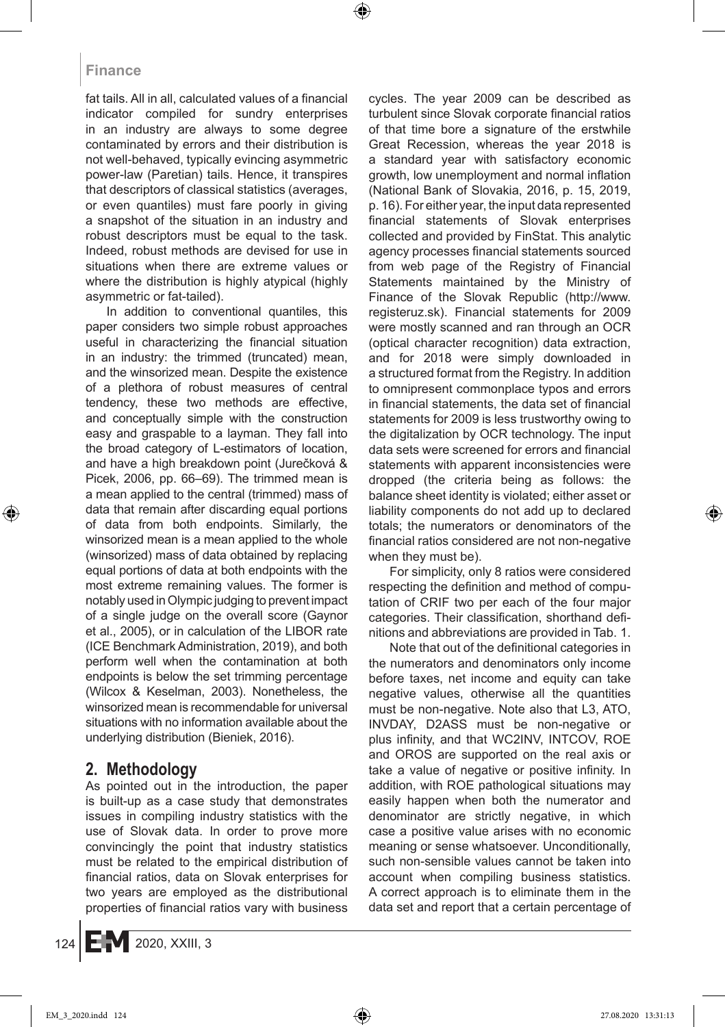fat tails. All in all, calculated values of a financial indicator compiled for sundry enterprises in an industry are always to some degree contaminated by errors and their distribution is not well-behaved, typically evincing asymmetric power-law (Paretian) tails. Hence, it transpires that descriptors of classical statistics (averages, or even quantiles) must fare poorly in giving a snapshot of the situation in an industry and robust descriptors must be equal to the task. Indeed, robust methods are devised for use in situations when there are extreme values or where the distribution is highly atypical (highly asymmetric or fat-tailed).

In addition to conventional quantiles, this paper considers two simple robust approaches useful in characterizing the financial situation in an industry: the trimmed (truncated) mean, and the winsorized mean. Despite the existence of a plethora of robust measures of central tendency, these two methods are effective, and conceptually simple with the construction easy and graspable to a layman. They fall into the broad category of L-estimators of location, and have a high breakdown point (Jurečková & Picek, 2006, pp. 66–69). The trimmed mean is a mean applied to the central (trimmed) mass of data that remain after discarding equal portions of data from both endpoints. Similarly, the winsorized mean is a mean applied to the whole (winsorized) mass of data obtained by replacing equal portions of data at both endpoints with the most extreme remaining values. The former is notably used in Olympic judging to prevent impact of a single judge on the overall score (Gaynor et al., 2005), or in calculation of the LIBOR rate (ICE Benchmark Administration, 2019), and both perform well when the contamination at both endpoints is below the set trimming percentage (Wilcox & Keselman, 2003). Nonetheless, the winsorized mean is recommendable for universal situations with no information available about the underlying distribution (Bieniek, 2016).

## 2. Methodology

As pointed out in the introduction, the paper is built-up as a case study that demonstrates issues in compiling industry statistics with the use of Slovak data. In order to prove more convincingly the point that industry statistics must be related to the empirical distribution of financial ratios, data on Slovak enterprises for two years are employed as the distributional properties of financial ratios vary with business cycles. The year 2009 can be described as turbulent since Slovak corporate financial ratios of that time bore a signature of the erstwhile Great Recession, whereas the year 2018 is a standard year with satisfactory economic growth, low unemployment and normal inflation (National Bank of Slovakia, 2016, p. 15, 2019, p. 16). For either year, the input data represented financial statements of Slovak enterprises collected and provided by FinStat. This analytic agency processes financial statements sourced from web page of the Registry of Financial Statements maintained by the Ministry of Finance of the Slovak Republic (http://www.registeruz.sk). Financial statements for 2009 were mostly scanned and ran through an OCR (optical character recognition) data extraction, and for 2018 were simply downloaded in a structured format from the Registry. In addition to omnipresent commonplace typos and errors in financial statements, the data set of financial statements for 2009 is less trustworthy owing to the digitalization by OCR technology. The input data sets were screened for errors and financial statements with apparent inconsistencies were dropped (the criteria being as follows: the balance sheet identity is violated; either asset or liability components do not add up to declared totals; the numerators or denominators of the financial ratios considered are not non-negative when they must be).

For simplicity, only 8 ratios were considered respecting the definition and method of computation of CRIF two per each of the four major categories. Their classification, shorthand definitions and abbreviations are provided in Tab. 1.

Note that out of the definitional categories in the numerators and denominators only income before taxes, net income and equity can take negative values, otherwise all the quantities must be non-negative. Note also that L3, ATO, INVDAY, D2ASS must be non-negative or plus infinity, and that WC2INV, INTCOV, ROE and OROS are supported on the real axis or take a value of negative or positive infinity. In addition, with ROE pathological situations may easily happen when both the numerator and denominator are strictly negative, in which case a positive value arises with no economic meaning or sense whatsoever. Unconditionally, such non-sensible values cannot be taken into account when compiling business statistics. A correct approach is to eliminate them in the data set and report that a certain percentage of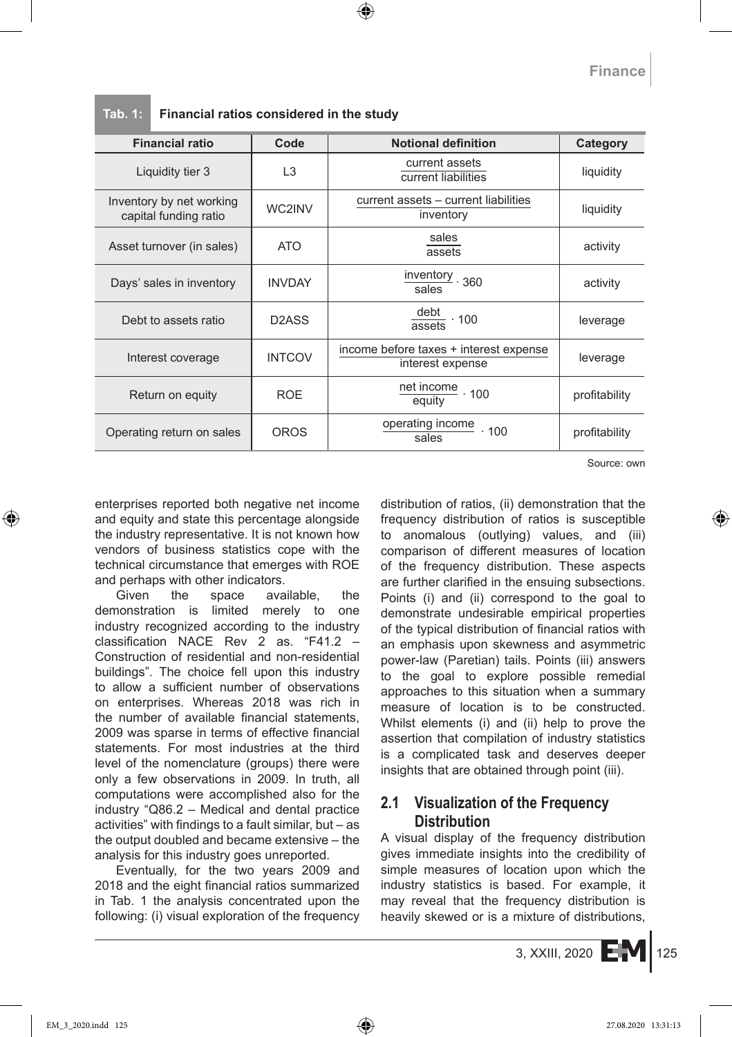**Tab. 1: Financial ratios considered in the study**

| Financial ratio | Code | Notional definition | Category |
|---|---|---|---|
| Liquidity tier 3 | L3 | $\frac{\text{current assets}}{\text{current liabilities}}$ | liquidity |
| Inventory by net working capital funding ratio | WC2INV | $\frac{\text{current assets} - \text{current liabilities}}{\text{inventory}}$ | liquidity |
| Asset turnover (in sales) | ATO | $\frac{\text{sales}}{\text{assets}}$ | activity |
| Days' sales in inventory | INVDAY | $\frac{\text{inventory}}{\text{sales}} \cdot 360$ | activity |
| Debt to assets ratio | D2ASS | $\frac{\text{debt}}{\text{assets}} \cdot 100$ | leverage |
| Interest coverage | INTCOV | $\frac{\text{income before taxes} + \text{interest expense}}{\text{interest expense}}$ | leverage |
| Return on equity | ROE | $\frac{\text{net income}}{\text{equity}} \cdot 100$ | profitability |
| Operating return on sales | OROS | $\frac{\text{operating income}}{\text{sales}} \cdot 100$ | profitability |

Source: own

enterprises reported both negative net income and equity and state this percentage alongside the industry representative. It is not known how vendors of business statistics cope with the technical circumstance that emerges with ROE and perhaps with other indicators.

Given the space available, the demonstration is limited merely to one industry recognized according to the industry classification NACE Rev 2 as. "F41.2 – Construction of residential and non-residential buildings". The choice fell upon this industry to allow a sufficient number of observations on enterprises. Whereas 2018 was rich in the number of available financial statements, 2009 was sparse in terms of effective financial statements. For most industries at the third level of the nomenclature (groups) there were only a few observations in 2009. In truth, all computations were accomplished also for the industry "Q86.2 – Medical and dental practice activities" with findings to a fault similar, but – as the output doubled and became extensive – the analysis for this industry goes unreported.

Eventually, for the two years 2009 and 2018 and the eight financial ratios summarized in Tab. 1 the analysis concentrated upon the following: (i) visual exploration of the frequency distribution of ratios, (ii) demonstration that the frequency distribution of ratios is susceptible to anomalous (outlying) values, and (iii) comparison of different measures of location of the frequency distribution. These aspects are further clarified in the ensuing subsections. Points (i) and (ii) correspond to the goal to demonstrate undesirable empirical properties of the typical distribution of financial ratios with an emphasis upon skewness and asymmetric power-law (Paretian) tails. Points (iii) answers to the goal to explore possible remedial approaches to this situation when a summary measure of location is to be constructed. Whilst elements (i) and (ii) help to prove the assertion that compilation of industry statistics is a complicated task and deserves deeper insights that are obtained through point (iii).

## 2.1 Visualization of the Frequency Distribution

A visual display of the frequency distribution gives immediate insights into the credibility of simple measures of location upon which the industry statistics is based. For example, it may reveal that the frequency distribution is heavily skewed or is a mixture of distributions,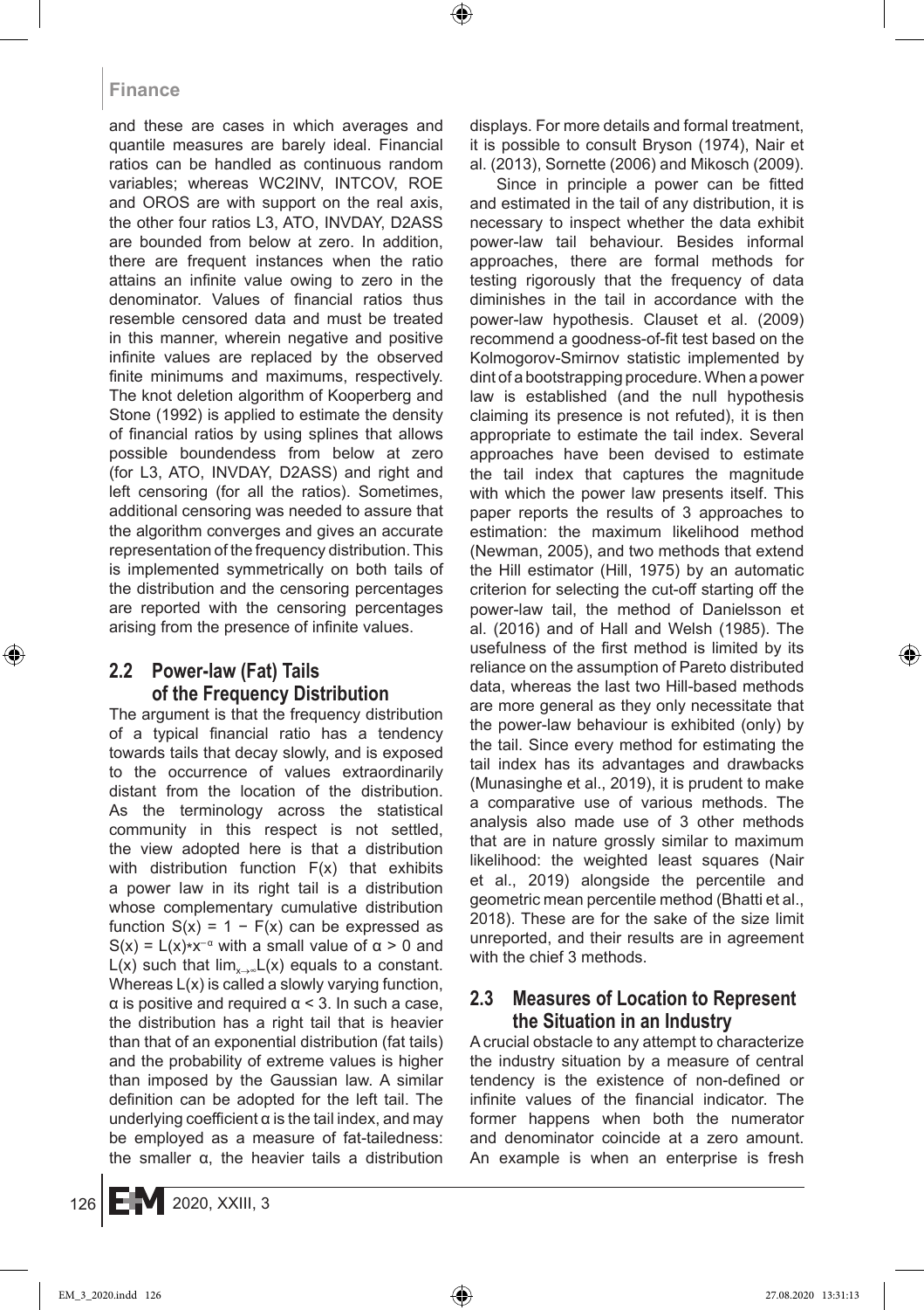and these are cases in which averages and quantile measures are barely ideal. Financial ratios can be handled as continuous random variables; whereas WC2INV, INTCOV, ROE and OROS are with support on the real axis, the other four ratios L3, ATO, INVDAY, D2ASS are bounded from below at zero. In addition, there are frequent instances when the ratio attains an infinite value owing to zero in the denominator. Values of financial ratios thus resemble censored data and must be treated in this manner, wherein negative and positive infinite values are replaced by the observed finite minimums and maximums, respectively. The knot deletion algorithm of Kooperberg and Stone (1992) is applied to estimate the density of financial ratios by using splines that allows possible boundendess from below at zero (for L3, ATO, INVDAY, D2ASS) and right and left censoring (for all the ratios). Sometimes, additional censoring was needed to assure that the algorithm converges and gives an accurate representation of the frequency distribution. This is implemented symmetrically on both tails of the distribution and the censoring percentages are reported with the censoring percentages arising from the presence of infinite values.

## 2.2 Power-law (Fat) Tails of the Frequency Distribution

The argument is that the frequency distribution of a typical financial ratio has a tendency towards tails that decay slowly, and is exposed to the occurrence of values extraordinarily distant from the location of the distribution. As the terminology across the statistical community in this respect is not settled, the view adopted here is that a distribution with distribution function $F(x)$ that exhibits a power law in its right tail is a distribution whose complementary cumulative distribution function $S(x) = 1 - F(x)$ can be expressed as $S(x) = L(x)*x^{-\alpha}$ with a small value of $\alpha > 0$ and $L(x)$ such that $\lim_{x\to\infty}L(x)$ equals to a constant. Whereas $L(x)$ is called a slowly varying function, $\alpha$ is positive and required $\alpha < 3$. In such a case, the distribution has a right tail that is heavier than that of an exponential distribution (fat tails) and the probability of extreme values is higher than imposed by the Gaussian law. A similar definition can be adopted for the left tail. The underlying coefficient $\alpha$ is the tail index, and may be employed as a measure of fat-tailedness: the smaller $\alpha$, the heavier tails a distribution displays. For more details and formal treatment, it is possible to consult Bryson (1974), Nair et al. (2013), Sornette (2006) and Mikosch (2009).

Since in principle a power can be fitted and estimated in the tail of any distribution, it is necessary to inspect whether the data exhibit power-law tail behaviour. Besides informal approaches, there are formal methods for testing rigorously that the frequency of data diminishes in the tail in accordance with the power-law hypothesis. Clauset et al. (2009) recommend a goodness-of-fit test based on the Kolmogorov-Smirnov statistic implemented by dint of a bootstrapping procedure. When a power law is established (and the null hypothesis claiming its presence is not refuted), it is then appropriate to estimate the tail index. Several approaches have been devised to estimate the tail index that captures the magnitude with which the power law presents itself. This paper reports the results of 3 approaches to estimation: the maximum likelihood method (Newman, 2005), and two methods that extend the Hill estimator (Hill, 1975) by an automatic criterion for selecting the cut-off starting off the power-law tail, the method of Danielsson et al. (2016) and of Hall and Welsh (1985). The usefulness of the first method is limited by its reliance on the assumption of Pareto distributed data, whereas the last two Hill-based methods are more general as they only necessitate that the power-law behaviour is exhibited (only) by the tail. Since every method for estimating the tail index has its advantages and drawbacks (Munasinghe et al., 2019), it is prudent to make a comparative use of various methods. The analysis also made use of 3 other methods that are in nature grossly similar to maximum likelihood: the weighted least squares (Nair et al., 2019) alongside the percentile and geometric mean percentile method (Bhatti et al., 2018). These are for the sake of the size limit unreported, and their results are in agreement with the chief 3 methods.

## 2.3 Measures of Location to Represent the Situation in an Industry

A crucial obstacle to any attempt to characterize the industry situation by a measure of central tendency is the existence of non-defined or infinite values of the financial indicator. The former happens when both the numerator and denominator coincide at a zero amount. An example is when an enterprise is fresh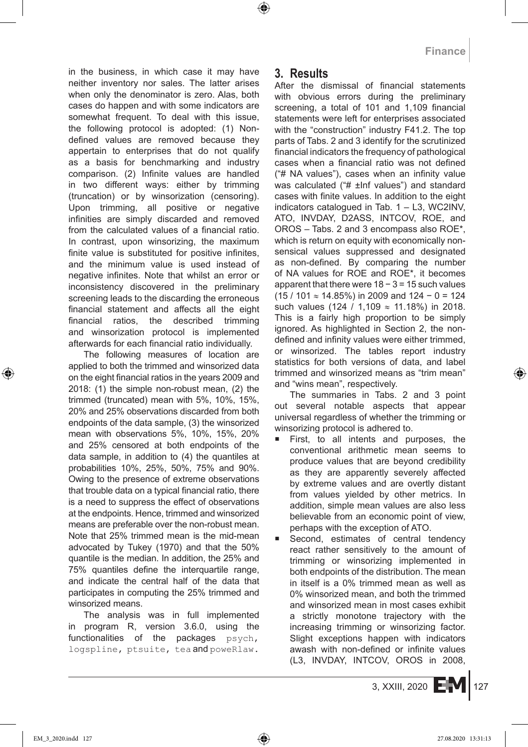in the business, in which case it may have neither inventory nor sales. The latter arises when only the denominator is zero. Alas, both cases do happen and with some indicators are somewhat frequent. To deal with this issue, the following protocol is adopted: (1) Non-defined values are removed because they appertain to enterprises that do not qualify as a basis for benchmarking and industry comparison. (2) Infinite values are handled in two different ways: either by trimming (truncation) or by winsorization (censoring). Upon trimming, all positive or negative infinities are simply discarded and removed from the calculated values of a financial ratio. In contrast, upon winsorizing, the maximum finite value is substituted for positive infinites, and the minimum value is used instead of negative infinites. Note that whilst an error or inconsistency discovered in the preliminary screening leads to the discarding the erroneous financial statement and affects all the eight financial ratios, the described trimming and winsorization protocol is implemented afterwards for each financial ratio individually.

The following measures of location are applied to both the trimmed and winsorized data on the eight financial ratios in the years 2009 and 2018: (1) the simple non-robust mean, (2) the trimmed (truncated) mean with 5%, 10%, 15%, 20% and 25% observations discarded from both endpoints of the data sample, (3) the winsorized mean with observations 5%, 10%, 15%, 20% and 25% censored at both endpoints of the data sample, in addition to (4) the quantiles at probabilities 10%, 25%, 50%, 75% and 90%. Owing to the presence of extreme observations that trouble data on a typical financial ratio, there is a need to suppress the effect of observations at the endpoints. Hence, trimmed and winsorized means are preferable over the non-robust mean. Note that 25% trimmed mean is the mid-mean advocated by Tukey (1970) and that the 50% quantile is the median. In addition, the 25% and 75% quantiles define the interquartile range, and indicate the central half of the data that participates in computing the 25% trimmed and winsorized means.

The analysis was in full implemented in program R, version 3.6.0, using the functionalities of the packages `psych`, `logspline`, `ptsuite`, `tea` and `poweRlaw`.

## 3. Results

After the dismissal of financial statements with obvious errors during the preliminary screening, a total of 101 and 1,109 financial statements were left for enterprises associated with the "construction" industry F41.2. The top parts of Tabs. 2 and 3 identify for the scrutinized financial indicators the frequency of pathological cases when a financial ratio was not defined ("# NA values"), cases when an infinity value was calculated ("# ±Inf values") and standard cases with finite values. In addition to the eight indicators catalogued in Tab. 1 – L3, WC2INV, ATO, INVDAY, D2ASS, INTCOV, ROE, and OROS – Tabs. 2 and 3 encompass also ROE*, which is return on equity with economically non-sensical values suppressed and designated as non-defined. By comparing the number of NA values for ROE and ROE*, it becomes apparent that there were $18 - 3 = 15$ such values ($15 / 101 \approx 14.85\%$) in 2009 and $124 - 0 = 124$ such values ($124 / 1{,}109 \approx 11.18\%$) in 2018. This is a fairly high proportion to be simply ignored. As highlighted in Section 2, the non-defined and infinity values were either trimmed, or winsorized. The tables report industry statistics for both versions of data, and label trimmed and winsorized means as "trim mean" and "wins mean", respectively.

The summaries in Tabs. 2 and 3 point out several notable aspects that appear universal regardless of whether the trimming or winsorizing protocol is adhered to.

- First, to all intents and purposes, the conventional arithmetic mean seems to produce values that are beyond credibility as they are apparently severely affected by extreme values and are overtly distant from values yielded by other metrics. In addition, simple mean values are also less believable from an economic point of view, perhaps with the exception of ATO.
- Second, estimates of central tendency react rather sensitively to the amount of trimming or winsorizing implemented in both endpoints of the distribution. The mean in itself is a 0% trimmed mean as well as 0% winsorized mean, and both the trimmed and winsorized mean in most cases exhibit a strictly monotone trajectory with the increasing trimming or winsorizing factor. Slight exceptions happen with indicators awash with non-defined or infinite values (L3, INVDAY, INTCOV, OROS in 2008,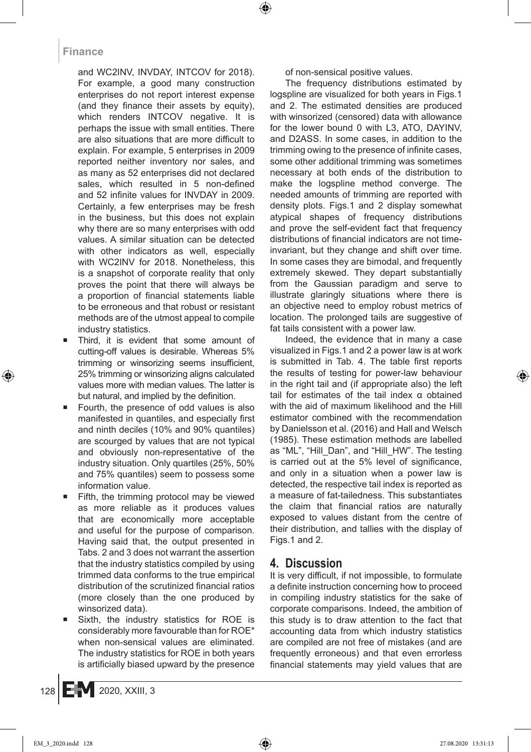and WC2INV, INVDAY, INTCOV for 2018). For example, a good many construction enterprises do not report interest expense (and they finance their assets by equity), which renders INTCOV negative. It is perhaps the issue with small entities. There are also situations that are more difficult to explain. For example, 5 enterprises in 2009 reported neither inventory nor sales, and as many as 52 enterprises did not declared sales, which resulted in 5 non-defined and 52 infinite values for INVDAY in 2009. Certainly, a few enterprises may be fresh in the business, but this does not explain why there are so many enterprises with odd values. A similar situation can be detected with other indicators as well, especially with WC2INV for 2018. Nonetheless, this is a snapshot of corporate reality that only proves the point that there will always be a proportion of financial statements liable to be erroneous and that robust or resistant methods are of the utmost appeal to compile industry statistics.

- Third, it is evident that some amount of cutting-off values is desirable. Whereas 5% trimming or winsorizing seems insufficient, 25% trimming or winsorizing aligns calculated values more with median values. The latter is but natural, and implied by the definition.
- Fourth, the presence of odd values is also manifested in quantiles, and especially first and ninth deciles (10% and 90% quantiles) are scourged by values that are not typical and obviously non-representative of the industry situation. Only quartiles (25%, 50% and 75% quantiles) seem to possess some information value.
- Fifth, the trimming protocol may be viewed as more reliable as it produces values that are economically more acceptable and useful for the purpose of comparison. Having said that, the output presented in Tabs. 2 and 3 does not warrant the assertion that the industry statistics compiled by using trimmed data conforms to the true empirical distribution of the scrutinized financial ratios (more closely than the one produced by winsorized data).
- Sixth, the industry statistics for ROE is considerably more favourable than for ROE* when non-sensical values are eliminated. The industry statistics for ROE in both years is artificially biased upward by the presence of non-sensical positive values.

The frequency distributions estimated by logspline are visualized for both years in Figs.1 and 2. The estimated densities are produced with winsorized (censored) data with allowance for the lower bound 0 with L3, ATO, DAYINV, and D2ASS. In some cases, in addition to the trimming owing to the presence of infinite cases, some other additional trimming was sometimes necessary at both ends of the distribution to make the logspline method converge. The needed amounts of trimming are reported with density plots. Figs.1 and 2 display somewhat atypical shapes of frequency distributions and prove the self-evident fact that frequency distributions of financial indicators are not time-invariant, but they change and shift over time. In some cases they are bimodal, and frequently extremely skewed. They depart substantially from the Gaussian paradigm and serve to illustrate glaringly situations where there is an objective need to employ robust metrics of location. The prolonged tails are suggestive of fat tails consistent with a power law.

Indeed, the evidence that in many a case visualized in Figs.1 and 2 a power law is at work is submitted in Tab. 4. The table first reports the results of testing for power-law behaviour in the right tail and (if appropriate also) the left tail for estimates of the tail index $\alpha$ obtained with the aid of maximum likelihood and the Hill estimator combined with the recommendation by Danielsson et al. (2016) and Hall and Welsch (1985). These estimation methods are labelled as "ML", "Hill_Dan", and "Hill_HW". The testing is carried out at the 5% level of significance, and only in a situation when a power law is detected, the respective tail index is reported as a measure of fat-tailedness. This substantiates the claim that financial ratios are naturally exposed to values distant from the centre of their distribution, and tallies with the display of Figs.1 and 2.

## 4. Discussion

It is very difficult, if not impossible, to formulate a definite instruction concerning how to proceed in compiling industry statistics for the sake of corporate comparisons. Indeed, the ambition of this study is to draw attention to the fact that accounting data from which industry statistics are compiled are not free of mistakes (and are frequently erroneous) and that even errorless financial statements may yield values that are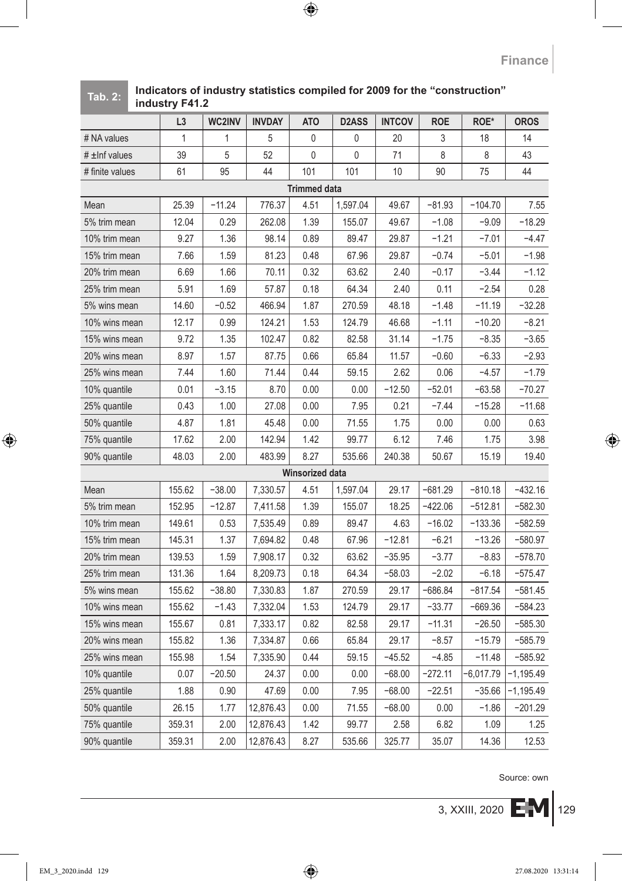**Tab. 2: Indicators of industry statistics compiled for 2009 for the "construction" industry F41.2**

| | L3 | WC2INV | INVDAY | ATO | D2ASS | INTCOV | ROE | ROE* | OROS |
|---|---|---|---|---|---|---|---|---|---|
| # NA values | 1 | 1 | 5 | 0 | 0 | 20 | 3 | 18 | 14 |
| # ±Inf values | 39 | 5 | 52 | 0 | 0 | 71 | 8 | 8 | 43 |
| # finite values | 61 | 95 | 44 | 101 | 101 | 10 | 90 | 75 | 44 |
| **Trimmed data** | | | | | | | | | |
| Mean | 25.39 | −11.24 | 776.37 | 4.51 | 1,597.04 | 49.67 | −81.93 | −104.70 | 7.55 |
| 5% trim mean | 12.04 | 0.29 | 262.08 | 1.39 | 155.07 | 49.67 | −1.08 | −9.09 | −18.29 |
| 10% trim mean | 9.27 | 1.36 | 98.14 | 0.89 | 89.47 | 29.87 | −1.21 | −7.01 | −4.47 |
| 15% trim mean | 7.66 | 1.59 | 81.23 | 0.48 | 67.96 | 29.87 | −0.74 | −5.01 | −1.98 |
| 20% trim mean | 6.69 | 1.66 | 70.11 | 0.32 | 63.62 | 2.40 | −0.17 | −3.44 | −1.12 |
| 25% trim mean | 5.91 | 1.69 | 57.87 | 0.18 | 64.34 | 2.40 | 0.11 | −2.54 | 0.28 |
| 5% wins mean | 14.60 | −0.52 | 466.94 | 1.87 | 270.59 | 48.18 | −1.48 | −11.19 | −32.28 |
| 10% wins mean | 12.17 | 0.99 | 124.21 | 1.53 | 124.79 | 46.68 | −1.11 | −10.20 | −8.21 |
| 15% wins mean | 9.72 | 1.35 | 102.47 | 0.82 | 82.58 | 31.14 | −1.75 | −8.35 | −3.65 |
| 20% wins mean | 8.97 | 1.57 | 87.75 | 0.66 | 65.84 | 11.57 | −0.60 | −6.33 | −2.93 |
| 25% wins mean | 7.44 | 1.60 | 71.44 | 0.44 | 59.15 | 2.62 | 0.06 | −4.57 | −1.79 |
| 10% quantile | 0.01 | −3.15 | 8.70 | 0.00 | 0.00 | −12.50 | −52.01 | −63.58 | −70.27 |
| 25% quantile | 0.43 | 1.00 | 27.08 | 0.00 | 7.95 | 0.21 | −7.44 | −15.28 | −11.68 |
| 50% quantile | 4.87 | 1.81 | 45.48 | 0.00 | 71.55 | 1.75 | 0.00 | 0.00 | 0.63 |
| 75% quantile | 17.62 | 2.00 | 142.94 | 1.42 | 99.77 | 6.12 | 7.46 | 1.75 | 3.98 |
| 90% quantile | 48.03 | 2.00 | 483.99 | 8.27 | 535.66 | 240.38 | 50.67 | 15.19 | 19.40 |
| **Winsorized data** | | | | | | | | | |
| Mean | 155.62 | −38.00 | 7,330.57 | 4.51 | 1,597.04 | 29.17 | −681.29 | −810.18 | −432.16 |
| 5% trim mean | 152.95 | −12.87 | 7,411.58 | 1.39 | 155.07 | 18.25 | −422.06 | −512.81 | −582.30 |
| 10% trim mean | 149.61 | 0.53 | 7,535.49 | 0.89 | 89.47 | 4.63 | −16.02 | −133.36 | −582.59 |
| 15% trim mean | 145.31 | 1.37 | 7,694.82 | 0.48 | 67.96 | −12.81 | −6.21 | −13.26 | −580.97 |
| 20% trim mean | 139.53 | 1.59 | 7,908.17 | 0.32 | 63.62 | −35.95 | −3.77 | −8.83 | −578.70 |
| 25% trim mean | 131.36 | 1.64 | 8,209.73 | 0.18 | 64.34 | −58.03 | −2.02 | −6.18 | −575.47 |
| 5% wins mean | 155.62 | −38.80 | 7,330.83 | 1.87 | 270.59 | 29.17 | −686.84 | −817.54 | −581.45 |
| 10% wins mean | 155.62 | −1.43 | 7,332.04 | 1.53 | 124.79 | 29.17 | −33.77 | −669.36 | −584.23 |
| 15% wins mean | 155.67 | 0.81 | 7,333.17 | 0.82 | 82.58 | 29.17 | −11.31 | −26.50 | −585.30 |
| 20% wins mean | 155.82 | 1.36 | 7,334.87 | 0.66 | 65.84 | 29.17 | −8.57 | −15.79 | −585.79 |
| 25% wins mean | 155.98 | 1.54 | 7,335.90 | 0.44 | 59.15 | −45.52 | −4.85 | −11.48 | −585.92 |
| 10% quantile | 0.07 | −20.50 | 24.37 | 0.00 | 0.00 | −68.00 | −272.11 | −6,017.79 | −1,195.49 |
| 25% quantile | 1.88 | 0.90 | 47.69 | 0.00 | 7.95 | −68.00 | −22.51 | −35.66 | −1,195.49 |
| 50% quantile | 26.15 | 1.77 | 12,876.43 | 0.00 | 71.55 | −68.00 | 0.00 | −1.86 | −201.29 |
| 75% quantile | 359.31 | 2.00 | 12,876.43 | 1.42 | 99.77 | 2.58 | 6.82 | 1.09 | 1.25 |
| 90% quantile | 359.31 | 2.00 | 12,876.43 | 8.27 | 535.66 | 325.77 | 35.07 | 14.36 | 12.53 |

Source: own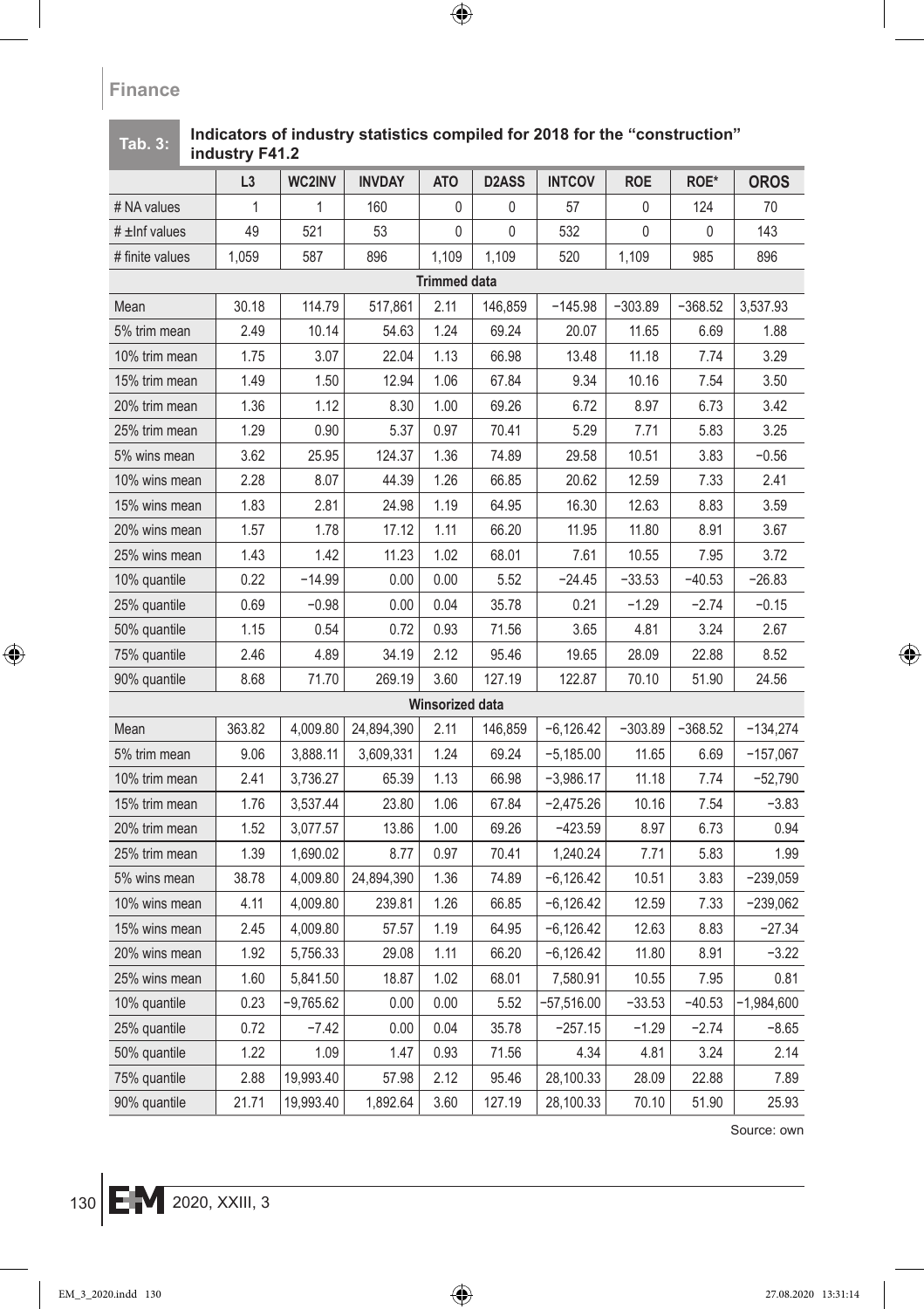**Tab. 3: Indicators of industry statistics compiled for 2018 for the "construction" industry F41.2**

| | L3 | WC2INV | INVDAY | ATO | D2ASS | INTCOV | ROE | ROE* | OROS |
|---|---|---|---|---|---|---|---|---|---|
| # NA values | 1 | 1 | 160 | 0 | 0 | 57 | 0 | 124 | 70 |
| # ±Inf values | 49 | 521 | 53 | 0 | 0 | 532 | 0 | 0 | 143 |
| # finite values | 1,059 | 587 | 896 | 1,109 | 1,109 | 520 | 1,109 | 985 | 896 |
| **Trimmed data** | | | | | | | | | |
| Mean | 30.18 | 114.79 | 517,861 | 2.11 | 146,859 | −145.98 | −303.89 | −368.52 | 3,537.93 |
| 5% trim mean | 2.49 | 10.14 | 54.63 | 1.24 | 69.24 | 20.07 | 11.65 | 6.69 | 1.88 |
| 10% trim mean | 1.75 | 3.07 | 22.04 | 1.13 | 66.98 | 13.48 | 11.18 | 7.74 | 3.29 |
| 15% trim mean | 1.49 | 1.50 | 12.94 | 1.06 | 67.84 | 9.34 | 10.16 | 7.54 | 3.50 |
| 20% trim mean | 1.36 | 1.12 | 8.30 | 1.00 | 69.26 | 6.72 | 8.97 | 6.73 | 3.42 |
| 25% trim mean | 1.29 | 0.90 | 5.37 | 0.97 | 70.41 | 5.29 | 7.71 | 5.83 | 3.25 |
| 5% wins mean | 3.62 | 25.95 | 124.37 | 1.36 | 74.89 | 29.58 | 10.51 | 3.83 | −0.56 |
| 10% wins mean | 2.28 | 8.07 | 44.39 | 1.26 | 66.85 | 20.62 | 12.59 | 7.33 | 2.41 |
| 15% wins mean | 1.83 | 2.81 | 24.98 | 1.19 | 64.95 | 16.30 | 12.63 | 8.83 | 3.59 |
| 20% wins mean | 1.57 | 1.78 | 17.12 | 1.11 | 66.20 | 11.95 | 11.80 | 8.91 | 3.67 |
| 25% wins mean | 1.43 | 1.42 | 11.23 | 1.02 | 68.01 | 7.61 | 10.55 | 7.95 | 3.72 |
| 10% quantile | 0.22 | −14.99 | 0.00 | 0.00 | 5.52 | −24.45 | −33.53 | −40.53 | −26.83 |
| 25% quantile | 0.69 | −0.98 | 0.00 | 0.04 | 35.78 | 0.21 | −1.29 | −2.74 | −0.15 |
| 50% quantile | 1.15 | 0.54 | 0.72 | 0.93 | 71.56 | 3.65 | 4.81 | 3.24 | 2.67 |
| 75% quantile | 2.46 | 4.89 | 34.19 | 2.12 | 95.46 | 19.65 | 28.09 | 22.88 | 8.52 |
| 90% quantile | 8.68 | 71.70 | 269.19 | 3.60 | 127.19 | 122.87 | 70.10 | 51.90 | 24.56 |
| **Winsorized data** | | | | | | | | | |
| Mean | 363.82 | 4,009.80 | 24,894,390 | 2.11 | 146,859 | −6,126.42 | −303.89 | −368.52 | −134,274 |
| 5% trim mean | 9.06 | 3,888.11 | 3,609,331 | 1.24 | 69.24 | −5,185.00 | 11.65 | 6.69 | −157,067 |
| 10% trim mean | 2.41 | 3,736.27 | 65.39 | 1.13 | 66.98 | −3,986.17 | 11.18 | 7.74 | −52,790 |
| 15% trim mean | 1.76 | 3,537.44 | 23.80 | 1.06 | 67.84 | −2,475.26 | 10.16 | 7.54 | −3.83 |
| 20% trim mean | 1.52 | 3,077.57 | 13.86 | 1.00 | 69.26 | −423.59 | 8.97 | 6.73 | 0.94 |
| 25% trim mean | 1.39 | 1,690.02 | 8.77 | 0.97 | 70.41 | 1,240.24 | 7.71 | 5.83 | 1.99 |
| 5% wins mean | 38.78 | 4,009.80 | 24,894,390 | 1.36 | 74.89 | −6,126.42 | 10.51 | 3.83 | −239,059 |
| 10% wins mean | 4.11 | 4,009.80 | 239.81 | 1.26 | 66.85 | −6,126.42 | 12.59 | 7.33 | −239,062 |
| 15% wins mean | 2.45 | 4,009.80 | 57.57 | 1.19 | 64.95 | −6,126.42 | 12.63 | 8.83 | −27.34 |
| 20% wins mean | 1.92 | 5,756.33 | 29.08 | 1.11 | 66.20 | −6,126.42 | 11.80 | 8.91 | −3.22 |
| 25% wins mean | 1.60 | 5,841.50 | 18.87 | 1.02 | 68.01 | 7,580.91 | 10.55 | 7.95 | 0.81 |
| 10% quantile | 0.23 | −9,765.62 | 0.00 | 0.00 | 5.52 | −57,516.00 | −33.53 | −40.53 | −1,984,600 |
| 25% quantile | 0.72 | −7.42 | 0.00 | 0.04 | 35.78 | −257.15 | −1.29 | −2.74 | −8.65 |
| 50% quantile | 1.22 | 1.09 | 1.47 | 0.93 | 71.56 | 4.34 | 4.81 | 3.24 | 2.14 |
| 75% quantile | 2.88 | 19,993.40 | 57.98 | 2.12 | 95.46 | 28,100.33 | 28.09 | 22.88 | 7.89 |
| 90% quantile | 21.71 | 19,993.40 | 1,892.64 | 3.60 | 127.19 | 28,100.33 | 70.10 | 51.90 | 25.93 |

Source: own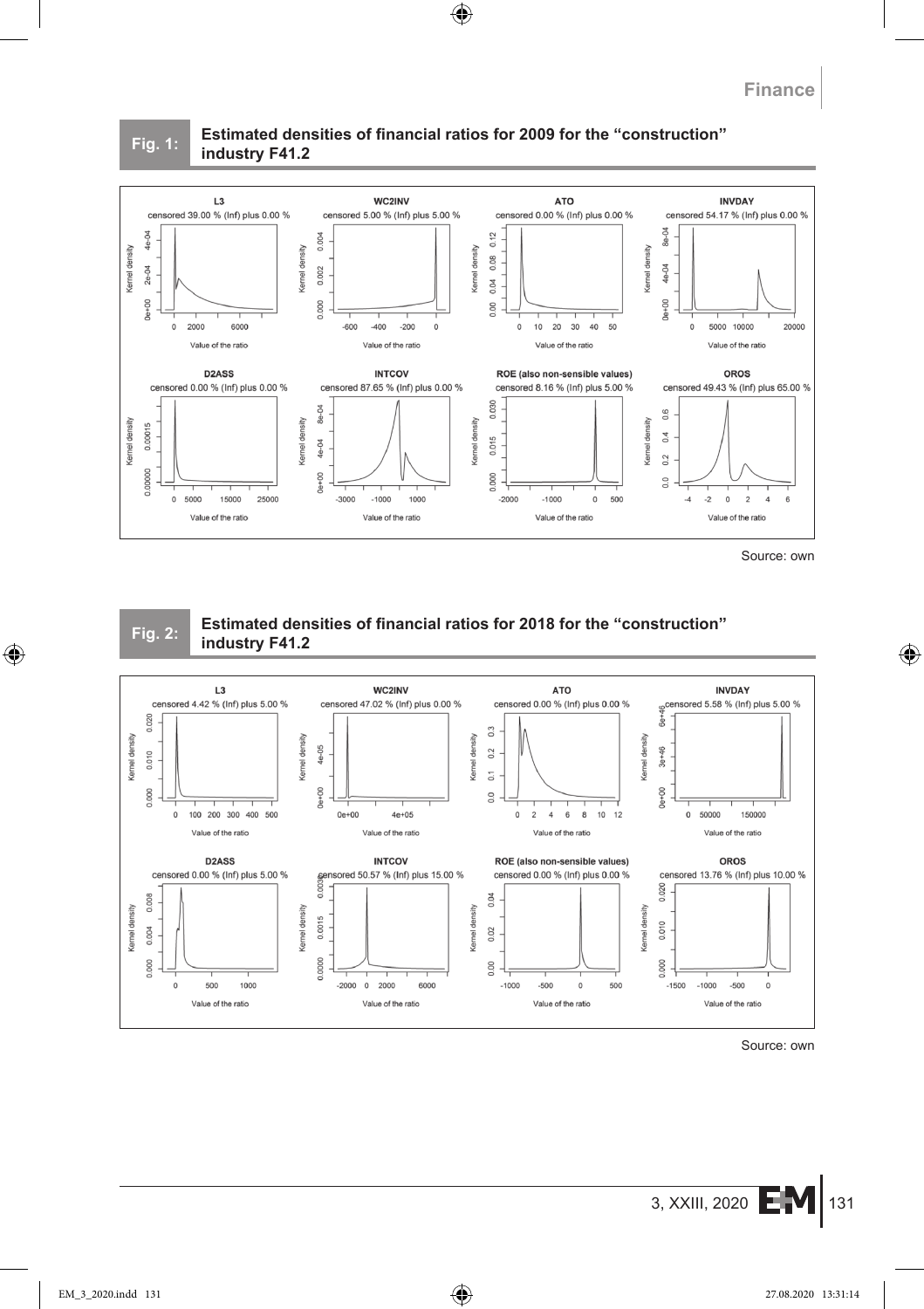**Fig. 1:** Estimated densities of financial ratios for 2009 for the "construction" industry F41.2

Source: own

**Fig. 2:** Estimated densities of financial ratios for 2018 for the "construction" industry F41.2

Source: own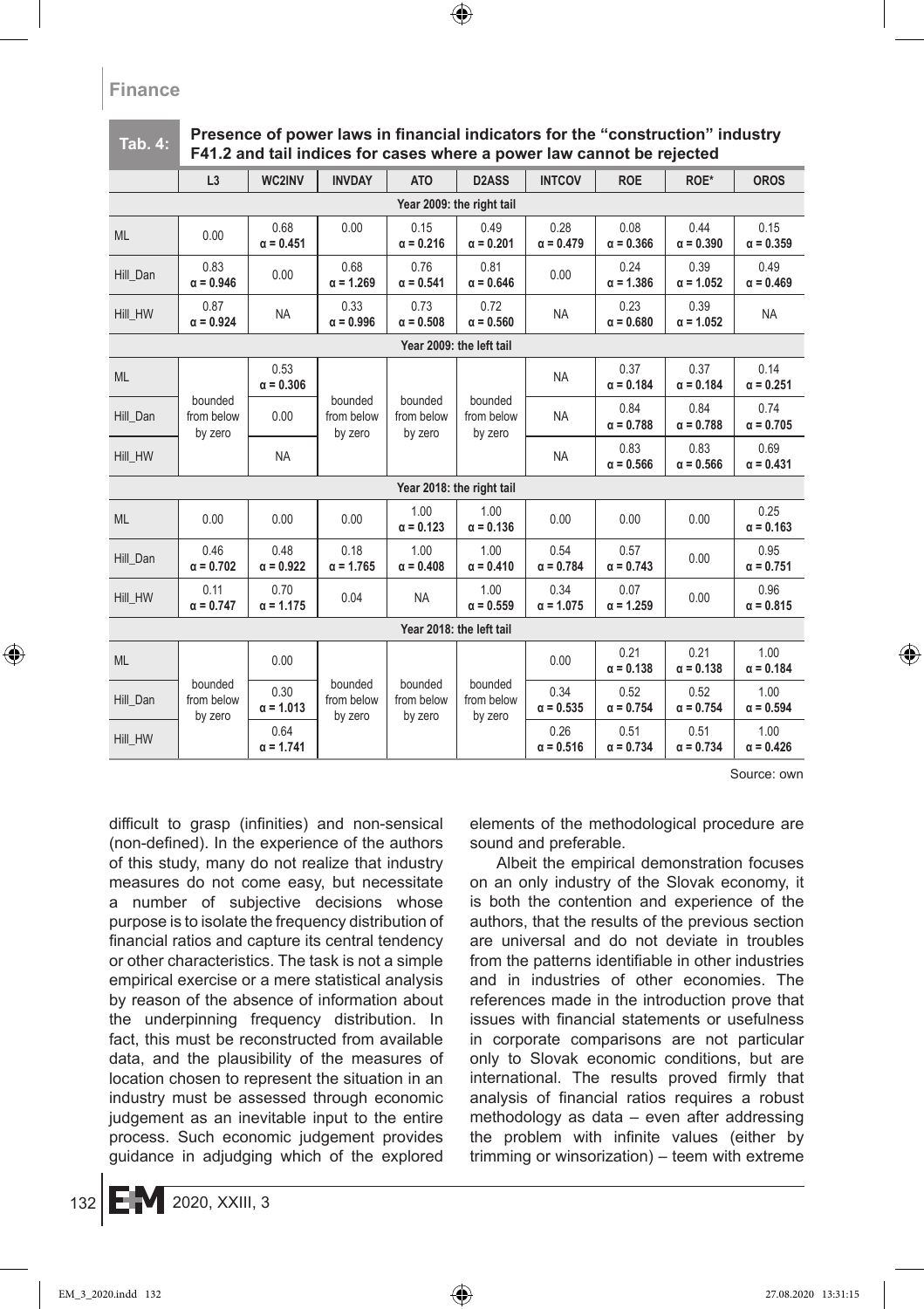**Tab. 4: Presence of power laws in financial indicators for the "construction" industry F41.2 and tail indices for cases where a power law cannot be rejected**

| | L3 | WC2INV | INVDAY | ATO | D2ASS | INTCOV | ROE | ROE* | OROS |
|---|---|---|---|---|---|---|---|---|---|
| **Year 2009: the right tail** | | | | | | | | | |
| ML | 0.00 | 0.68 α = 0.451 | 0.00 | 0.15 α = 0.216 | 0.49 α = 0.201 | 0.28 α = 0.479 | 0.08 α = 0.366 | 0.44 α = 0.390 | 0.15 α = 0.359 |
| Hill_Dan | 0.83 α = 0.946 | 0.00 | 0.68 α = 1.269 | 0.76 α = 0.541 | 0.81 α = 0.646 | 0.00 | 0.24 α = 1.386 | 0.39 α = 1.052 | 0.49 α = 0.469 |
| Hill_HW | 0.87 α = 0.924 | NA | 0.33 α = 0.996 | 0.73 α = 0.508 | 0.72 α = 0.560 | NA | 0.23 α = 0.680 | 0.39 α = 1.052 | NA |
| **Year 2009: the left tail** | | | | | | | | | |
| ML | bounded from below by zero | 0.53 α = 0.306 | bounded from below by zero | bounded from below by zero | bounded from below by zero | NA | 0.37 α = 0.184 | 0.37 α = 0.184 | 0.14 α = 0.251 |
| Hill_Dan | | 0.00 | | | | NA | 0.84 α = 0.788 | 0.84 α = 0.788 | 0.74 α = 0.705 |
| Hill_HW | | NA | | | | NA | 0.83 α = 0.566 | 0.83 α = 0.566 | 0.69 α = 0.431 |
| **Year 2018: the right tail** | | | | | | | | | |
| ML | 0.00 | 0.00 | 0.00 | 1.00 α = 0.123 | 1.00 α = 0.136 | 0.00 | 0.00 | 0.00 | 0.25 α = 0.163 |
| Hill_Dan | 0.46 α = 0.702 | 0.48 α = 0.922 | 0.18 α = 1.765 | 1.00 α = 0.408 | 1.00 α = 0.410 | 0.54 α = 0.784 | 0.57 α = 0.743 | 0.00 | 0.95 α = 0.751 |
| Hill_HW | 0.11 α = 0.747 | 0.70 α = 1.175 | 0.04 | NA | 1.00 α = 0.559 | 0.34 α = 1.075 | 0.07 α = 1.259 | 0.00 | 0.96 α = 0.815 |
| **Year 2018: the left tail** | | | | | | | | | |
| ML | bounded from below by zero | 0.00 | bounded from below by zero | bounded from below by zero | bounded from below by zero | 0.00 | 0.21 α = 0.138 | 0.21 α = 0.138 | 1.00 α = 0.184 |
| Hill_Dan | | 0.30 α = 1.013 | | | | 0.34 α = 0.535 | 0.52 α = 0.754 | 0.52 α = 0.754 | 1.00 α = 0.594 |
| Hill_HW | | 0.64 α = 1.741 | | | | 0.26 α = 0.516 | 0.51 α = 0.734 | 0.51 α = 0.734 | 1.00 α = 0.426 |

Source: own

difficult to grasp (infinities) and non-sensical (non-defined). In the experience of the authors of this study, many do not realize that industry measures do not come easy, but necessitate a number of subjective decisions whose purpose is to isolate the frequency distribution of financial ratios and capture its central tendency or other characteristics. The task is not a simple empirical exercise or a mere statistical analysis by reason of the absence of information about the underpinning frequency distribution. In fact, this must be reconstructed from available data, and the plausibility of the measures of location chosen to represent the situation in an industry must be assessed through economic judgement as an inevitable input to the entire process. Such economic judgement provides guidance in adjudging which of the explored elements of the methodological procedure are sound and preferable.

Albeit the empirical demonstration focuses on an only industry of the Slovak economy, it is both the contention and experience of the authors, that the results of the previous section are universal and do not deviate in troubles from the patterns identifiable in other industries and in industries of other economies. The references made in the introduction prove that issues with financial statements or usefulness in corporate comparisons are not particular only to Slovak economic conditions, but are international. The results proved firmly that analysis of financial ratios requires a robust methodology as data – even after addressing the problem with infinite values (either by trimming or winsorization) – teem with extreme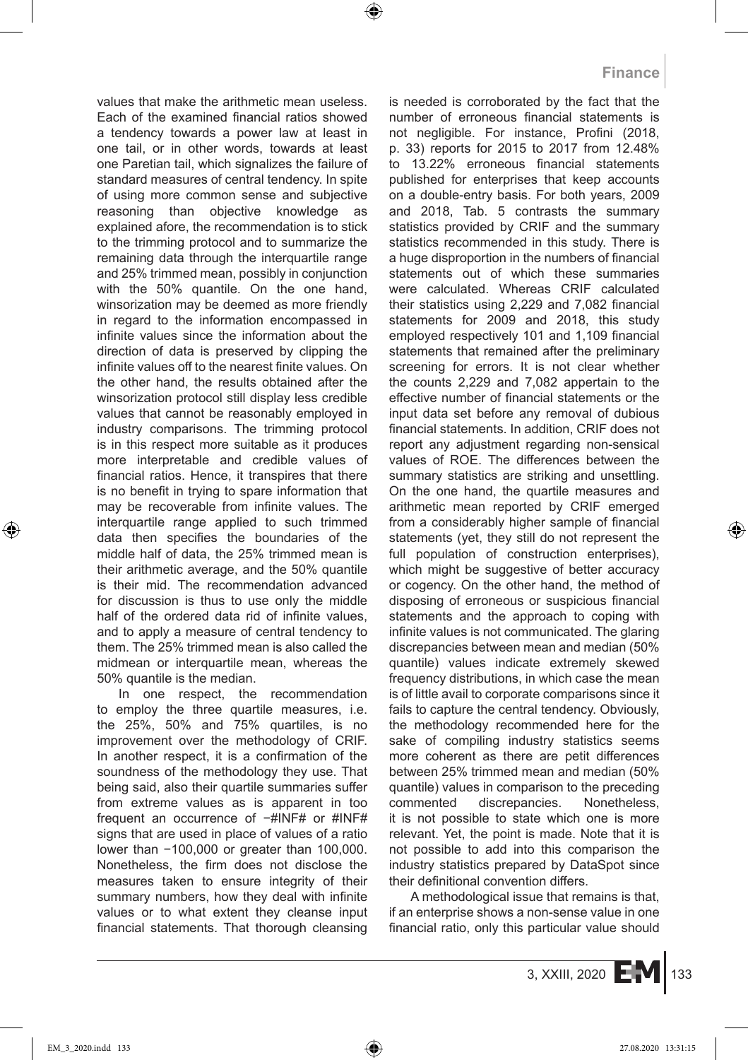values that make the arithmetic mean useless. Each of the examined financial ratios showed a tendency towards a power law at least in one tail, or in other words, towards at least one Paretian tail, which signalizes the failure of standard measures of central tendency. In spite of using more common sense and subjective reasoning than objective knowledge as explained afore, the recommendation is to stick to the trimming protocol and to summarize the remaining data through the interquartile range and 25% trimmed mean, possibly in conjunction with the 50% quantile. On the one hand, winsorization may be deemed as more friendly in regard to the information encompassed in infinite values since the information about the direction of data is preserved by clipping the infinite values off to the nearest finite values. On the other hand, the results obtained after the winsorization protocol still display less credible values that cannot be reasonably employed in industry comparisons. The trimming protocol is in this respect more suitable as it produces more interpretable and credible values of financial ratios. Hence, it transpires that there is no benefit in trying to spare information that may be recoverable from infinite values. The interquartile range applied to such trimmed data then specifies the boundaries of the middle half of data, the 25% trimmed mean is their arithmetic average, and the 50% quantile is their mid. The recommendation advanced for discussion is thus to use only the middle half of the ordered data rid of infinite values, and to apply a measure of central tendency to them. The 25% trimmed mean is also called the midmean or interquartile mean, whereas the 50% quantile is the median.

In one respect, the recommendation to employ the three quartile measures, i.e. the 25%, 50% and 75% quartiles, is no improvement over the methodology of CRIF. In another respect, it is a confirmation of the soundness of the methodology they use. That being said, also their quartile summaries suffer from extreme values as is apparent in too frequent an occurrence of −#INF# or #INF# signs that are used in place of values of a ratio lower than −100,000 or greater than 100,000. Nonetheless, the firm does not disclose the measures taken to ensure integrity of their summary numbers, how they deal with infinite values or to what extent they cleanse input financial statements. That thorough cleansing is needed is corroborated by the fact that the number of erroneous financial statements is not negligible. For instance, Profini (2018, p. 33) reports for 2015 to 2017 from 12.48% to 13.22% erroneous financial statements published for enterprises that keep accounts on a double-entry basis. For both years, 2009 and 2018, Tab. 5 contrasts the summary statistics provided by CRIF and the summary statistics recommended in this study. There is a huge disproportion in the numbers of financial statements out of which these summaries were calculated. Whereas CRIF calculated their statistics using 2,229 and 7,082 financial statements for 2009 and 2018, this study employed respectively 101 and 1,109 financial statements that remained after the preliminary screening for errors. It is not clear whether the counts 2,229 and 7,082 appertain to the effective number of financial statements or the input data set before any removal of dubious financial statements. In addition, CRIF does not report any adjustment regarding non-sensical values of ROE. The differences between the summary statistics are striking and unsettling. On the one hand, the quartile measures and arithmetic mean reported by CRIF emerged from a considerably higher sample of financial statements (yet, they still do not represent the full population of construction enterprises), which might be suggestive of better accuracy or cogency. On the other hand, the method of disposing of erroneous or suspicious financial statements and the approach to coping with infinite values is not communicated. The glaring discrepancies between mean and median (50% quantile) values indicate extremely skewed frequency distributions, in which case the mean is of little avail to corporate comparisons since it fails to capture the central tendency. Obviously, the methodology recommended here for the sake of compiling industry statistics seems more coherent as there are petit differences between 25% trimmed mean and median (50% quantile) values in comparison to the preceding commented discrepancies. Nonetheless, it is not possible to state which one is more relevant. Yet, the point is made. Note that it is not possible to add into this comparison the industry statistics prepared by DataSpot since their definitional convention differs.

A methodological issue that remains is that, if an enterprise shows a non-sense value in one financial ratio, only this particular value should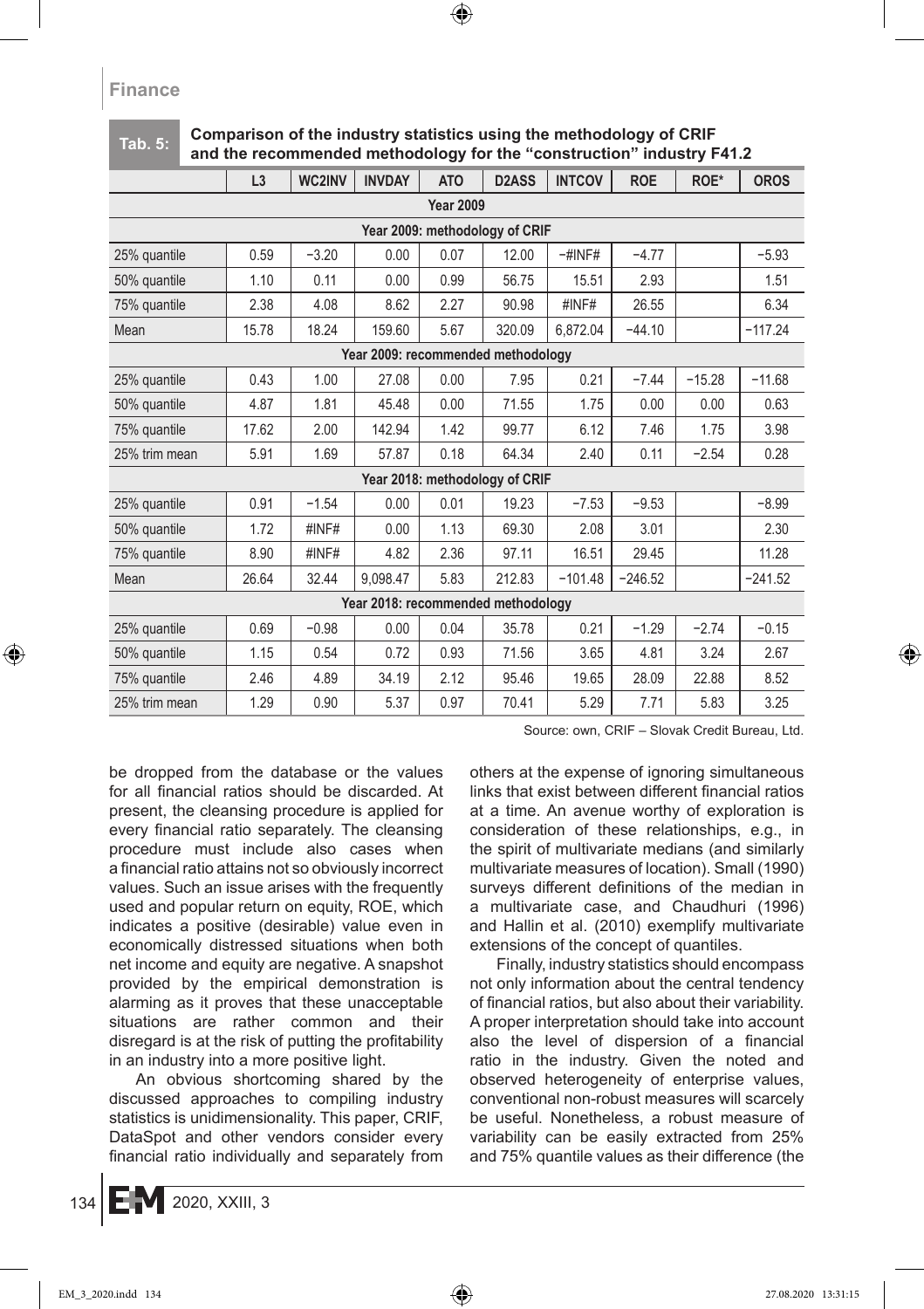**Tab. 5: Comparison of the industry statistics using the methodology of CRIF and the recommended methodology for the "construction" industry F41.2**

| | L3 | WC2INV | INVDAY | ATO | D2ASS | INTCOV | ROE | ROE* | OROS |
|---|---|---|---|---|---|---|---|---|---|
| **Year 2009** | | | | | | | | | |
| **Year 2009: methodology of CRIF** | | | | | | | | | |
| 25% quantile | 0.59 | −3.20 | 0.00 | 0.07 | 12.00 | −#INF# | −4.77 | | −5.93 |
| 50% quantile | 1.10 | 0.11 | 0.00 | 0.99 | 56.75 | 15.51 | 2.93 | | 1.51 |
| 75% quantile | 2.38 | 4.08 | 8.62 | 2.27 | 90.98 | #INF# | 26.55 | | 6.34 |
| Mean | 15.78 | 18.24 | 159.60 | 5.67 | 320.09 | 6,872.04 | −44.10 | | −117.24 |
| **Year 2009: recommended methodology** | | | | | | | | | |
| 25% quantile | 0.43 | 1.00 | 27.08 | 0.00 | 7.95 | 0.21 | −7.44 | −15.28 | −11.68 |
| 50% quantile | 4.87 | 1.81 | 45.48 | 0.00 | 71.55 | 1.75 | 0.00 | 0.00 | 0.63 |
| 75% quantile | 17.62 | 2.00 | 142.94 | 1.42 | 99.77 | 6.12 | 7.46 | 1.75 | 3.98 |
| 25% trim mean | 5.91 | 1.69 | 57.87 | 0.18 | 64.34 | 2.40 | 0.11 | −2.54 | 0.28 |
| **Year 2018: methodology of CRIF** | | | | | | | | | |
| 25% quantile | 0.91 | −1.54 | 0.00 | 0.01 | 19.23 | −7.53 | −9.53 | | −8.99 |
| 50% quantile | 1.72 | #INF# | 0.00 | 1.13 | 69.30 | 2.08 | 3.01 | | 2.30 |
| 75% quantile | 8.90 | #INF# | 4.82 | 2.36 | 97.11 | 16.51 | 29.45 | | 11.28 |
| Mean | 26.64 | 32.44 | 9,098.47 | 5.83 | 212.83 | −101.48 | −246.52 | | −241.52 |
| **Year 2018: recommended methodology** | | | | | | | | | |
| 25% quantile | 0.69 | −0.98 | 0.00 | 0.04 | 35.78 | 0.21 | −1.29 | −2.74 | −0.15 |
| 50% quantile | 1.15 | 0.54 | 0.72 | 0.93 | 71.56 | 3.65 | 4.81 | 3.24 | 2.67 |
| 75% quantile | 2.46 | 4.89 | 34.19 | 2.12 | 95.46 | 19.65 | 28.09 | 22.88 | 8.52 |
| 25% trim mean | 1.29 | 0.90 | 5.37 | 0.97 | 70.41 | 5.29 | 7.71 | 5.83 | 3.25 |

Source: own, CRIF – Slovak Credit Bureau, Ltd.

be dropped from the database or the values for all financial ratios should be discarded. At present, the cleansing procedure is applied for every financial ratio separately. The cleansing procedure must include also cases when a financial ratio attains not so obviously incorrect values. Such an issue arises with the frequently used and popular return on equity, ROE, which indicates a positive (desirable) value even in economically distressed situations when both net income and equity are negative. A snapshot provided by the empirical demonstration is alarming as it proves that these unacceptable situations are rather common and their disregard is at the risk of putting the profitability in an industry into a more positive light.

An obvious shortcoming shared by the discussed approaches to compiling industry statistics is unidimensionality. This paper, CRIF, DataSpot and other vendors consider every financial ratio individually and separately from others at the expense of ignoring simultaneous links that exist between different financial ratios at a time. An avenue worthy of exploration is consideration of these relationships, e.g., in the spirit of multivariate medians (and similarly multivariate measures of location). Small (1990) surveys different definitions of the median in a multivariate case, and Chaudhuri (1996) and Hallin et al. (2010) exemplify multivariate extensions of the concept of quantiles.

Finally, industry statistics should encompass not only information about the central tendency of financial ratios, but also about their variability. A proper interpretation should take into account also the level of dispersion of a financial ratio in the industry. Given the noted and observed heterogeneity of enterprise values, conventional non-robust measures will scarcely be useful. Nonetheless, a robust measure of variability can be easily extracted from 25% and 75% quantile values as their difference (the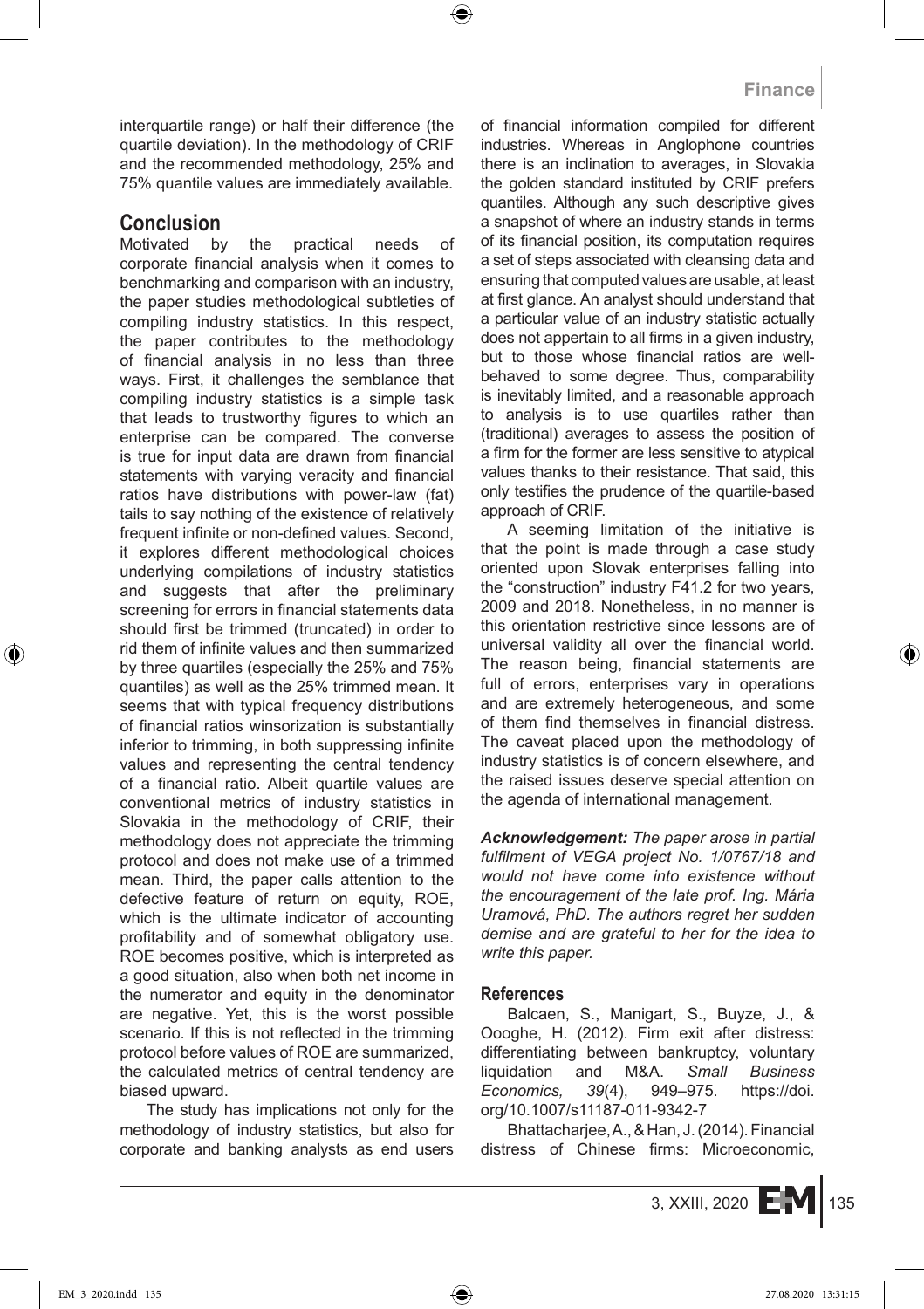interquartile range) or half their difference (the quartile deviation). In the methodology of CRIF and the recommended methodology, 25% and 75% quantile values are immediately available.

## Conclusion

Motivated by the practical needs of corporate financial analysis when it comes to benchmarking and comparison with an industry, the paper studies methodological subtleties of compiling industry statistics. In this respect, the paper contributes to the methodology of financial analysis in no less than three ways. First, it challenges the semblance that compiling industry statistics is a simple task that leads to trustworthy figures to which an enterprise can be compared. The converse is true for input data are drawn from financial statements with varying veracity and financial ratios have distributions with power-law (fat) tails to say nothing of the existence of relatively frequent infinite or non-defined values. Second, it explores different methodological choices underlying compilations of industry statistics and suggests that after the preliminary screening for errors in financial statements data should first be trimmed (truncated) in order to rid them of infinite values and then summarized by three quartiles (especially the 25% and 75% quantiles) as well as the 25% trimmed mean. It seems that with typical frequency distributions of financial ratios winsorization is substantially inferior to trimming, in both suppressing infinite values and representing the central tendency of a financial ratio. Albeit quartile values are conventional metrics of industry statistics in Slovakia in the methodology of CRIF, their methodology does not appreciate the trimming protocol and does not make use of a trimmed mean. Third, the paper calls attention to the defective feature of return on equity, ROE, which is the ultimate indicator of accounting profitability and of somewhat obligatory use. ROE becomes positive, which is interpreted as a good situation, also when both net income in the numerator and equity in the denominator are negative. Yet, this is the worst possible scenario. If this is not reflected in the trimming protocol before values of ROE are summarized, the calculated metrics of central tendency are biased upward.

The study has implications not only for the methodology of industry statistics, but also for corporate and banking analysts as end users of financial information compiled for different industries. Whereas in Anglophone countries there is an inclination to averages, in Slovakia the golden standard instituted by CRIF prefers quantiles. Although any such descriptive gives a snapshot of where an industry stands in terms of its financial position, its computation requires a set of steps associated with cleansing data and ensuring that computed values are usable, at least at first glance. An analyst should understand that a particular value of an industry statistic actually does not appertain to all firms in a given industry, but to those whose financial ratios are well-behaved to some degree. Thus, comparability is inevitably limited, and a reasonable approach to analysis is to use quartiles rather than (traditional) averages to assess the position of a firm for the former are less sensitive to atypical values thanks to their resistance. That said, this only testifies the prudence of the quartile-based approach of CRIF.

A seeming limitation of the initiative is that the point is made through a case study oriented upon Slovak enterprises falling into the “construction” industry F41.2 for two years, 2009 and 2018. Nonetheless, in no manner is this orientation restrictive since lessons are of universal validity all over the financial world. The reason being, financial statements are full of errors, enterprises vary in operations and are extremely heterogeneous, and some of them find themselves in financial distress. The caveat placed upon the methodology of industry statistics is of concern elsewhere, and the raised issues deserve special attention on the agenda of international management.

***Acknowledgement:*** *The paper arose in partial fulfilment of VEGA project No. 1/0767/18 and would not have come into existence without the encouragement of the late prof. Ing. Mária Uramová, PhD. The authors regret her sudden demise and are grateful to her for the idea to write this paper.*

## References

Balcaen, S., Manigart, S., Buyze, J., & Ooghe, H. (2012). Firm exit after distress: differentiating between bankruptcy, voluntary liquidation and M&A. *Small Business Economics, 39*(4), 949–975. https://doi.org/10.1007/s11187-011-9342-7

Bhattacharjee, A., & Han, J. (2014). Financial distress of Chinese firms: Microeconomic,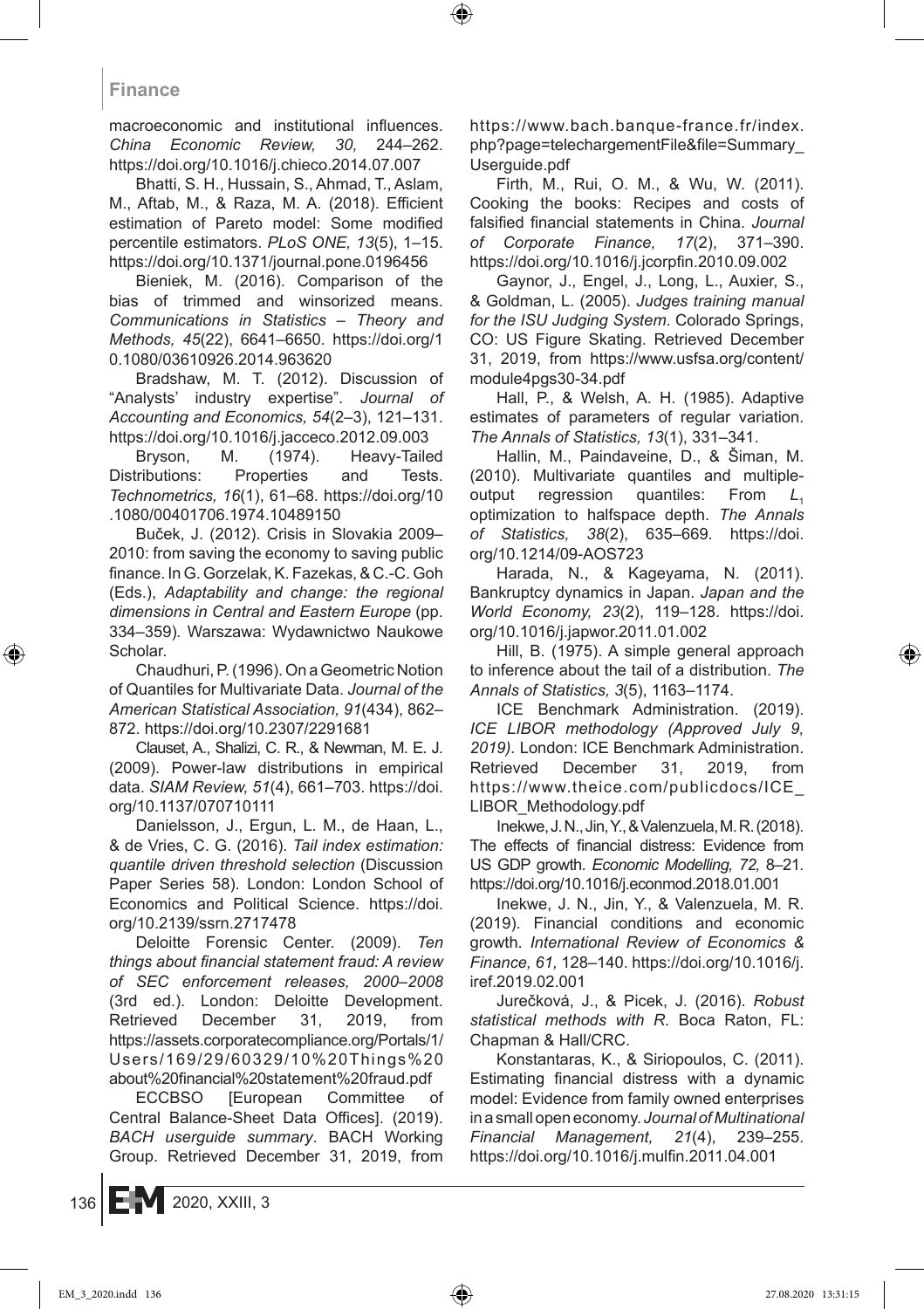macroeconomic and institutional influences. *China Economic Review, 30,* 244–262. https://doi.org/10.1016/j.chieco.2014.07.007

Bhatti, S. H., Hussain, S., Ahmad, T., Aslam, M., Aftab, M., & Raza, M. A. (2018). Efficient estimation of Pareto model: Some modified percentile estimators. *PLoS ONE, 13*(5), 1–15. https://doi.org/10.1371/journal.pone.0196456

Bieniek, M. (2016). Comparison of the bias of trimmed and winsorized means. *Communications in Statistics – Theory and Methods, 45*(22), 6641–6650. https://doi.org/10.1080/03610926.2014.963620

Bradshaw, M. T. (2012). Discussion of "Analysts' industry expertise". *Journal of Accounting and Economics, 54*(2–3), 121–131. https://doi.org/10.1016/j.jacceco.2012.09.003

Bryson, M. (1974). Heavy-Tailed Distributions: Properties and Tests. *Technometrics, 16*(1), 61–68. https://doi.org/10.1080/00401706.1974.10489150

Buček, J. (2012). Crisis in Slovakia 2009–2010: from saving the economy to saving public finance. In G. Gorzelak, K. Fazekas, & C.-C. Goh (Eds.), *Adaptability and change: the regional dimensions in Central and Eastern Europe* (pp. 334–359). Warszawa: Wydawnictwo Naukowe Scholar.

Chaudhuri, P. (1996). On a Geometric Notion of Quantiles for Multivariate Data. *Journal of the American Statistical Association, 91*(434), 862–872. https://doi.org/10.2307/2291681

Clauset, A., Shalizi, C. R., & Newman, M. E. J. (2009). Power-law distributions in empirical data. *SIAM Review, 51*(4), 661–703. https://doi.org/10.1137/070710111

Danielsson, J., Ergun, L. M., de Haan, L., & de Vries, C. G. (2016). *Tail index estimation: quantile driven threshold selection* (Discussion Paper Series 58). London: London School of Economics and Political Science. https://doi.org/10.2139/ssrn.2717478

Deloitte Forensic Center. (2009). *Ten things about financial statement fraud: A review of SEC enforcement releases, 2000–2008* (3rd ed.). London: Deloitte Development. Retrieved December 31, 2019, from https://assets.corporatecompliance.org/Portals/1/Users/169/29/60329/10%20Things%20about%20financial%20statement%20fraud.pdf

ECCBSO [European Committee of Central Balance-Sheet Data Offices]. (2019). *BACH userguide summary*. BACH Working Group. Retrieved December 31, 2019, from https://www.bach.banque-france.fr/index.php?page=telechargementFile&file=Summary_Userguide.pdf

Firth, M., Rui, O. M., & Wu, W. (2011). Cooking the books: Recipes and costs of falsified financial statements in China. *Journal of Corporate Finance, 17*(2), 371–390. https://doi.org/10.1016/j.jcorpfin.2010.09.002

Gaynor, J., Engel, J., Long, L., Auxier, S., & Goldman, L. (2005). *Judges training manual for the ISU Judging System*. Colorado Springs, CO: US Figure Skating. Retrieved December 31, 2019, from https://www.usfsa.org/content/module4pgs30-34.pdf

Hall, P., & Welsh, A. H. (1985). Adaptive estimates of parameters of regular variation. *The Annals of Statistics, 13*(1), 331–341.

Hallin, M., Paindaveine, D., & Šiman, M. (2010). Multivariate quantiles and multiple-output regression quantiles: From $L_1$ optimization to halfspace depth. *The Annals of Statistics, 38*(2), 635–669. https://doi.org/10.1214/09-AOS723

Harada, N., & Kageyama, N. (2011). Bankruptcy dynamics in Japan. *Japan and the World Economy, 23*(2), 119–128. https://doi.org/10.1016/j.japwor.2011.01.002

Hill, B. (1975). A simple general approach to inference about the tail of a distribution. *The Annals of Statistics, 3*(5), 1163–1174.

ICE Benchmark Administration. (2019). *ICE LIBOR methodology (Approved July 9, 2019)*. London: ICE Benchmark Administration. Retrieved December 31, 2019, from https://www.theice.com/publicdocs/ICE_LIBOR_Methodology.pdf

Inekwe, J. N., Jin, Y., & Valenzuela, M. R. (2018). The effects of financial distress: Evidence from US GDP growth. *Economic Modelling, 72,* 8–21. https://doi.org/10.1016/j.econmod.2018.01.001

Inekwe, J. N., Jin, Y., & Valenzuela, M. R. (2019). Financial conditions and economic growth. *International Review of Economics & Finance, 61,* 128–140. https://doi.org/10.1016/j.iref.2019.02.001

Jurečková, J., & Picek, J. (2016). *Robust statistical methods with R*. Boca Raton, FL: Chapman & Hall/CRC.

Konstantaras, K., & Siriopoulos, C. (2011). Estimating financial distress with a dynamic model: Evidence from family owned enterprises in a small open economy. *Journal of Multinational Financial Management, 21*(4), 239–255. https://doi.org/10.1016/j.mulfin.2011.04.001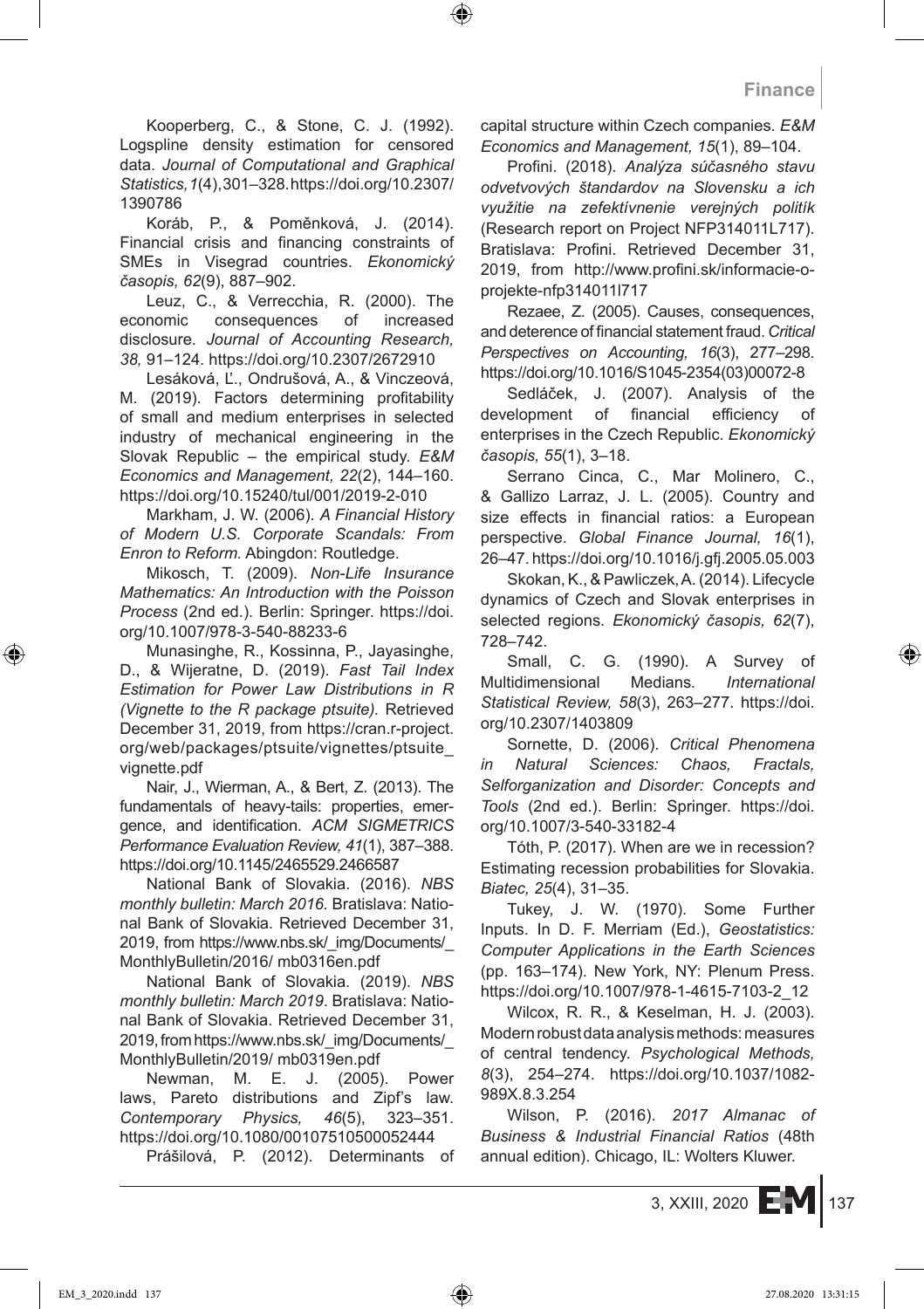Kooperberg, C., & Stone, C. J. (1992). Logspline density estimation for censored data. *Journal of Computational and Graphical Statistics, 1*(4), 301–328. https://doi.org/10.2307/1390786

Koráb, P., & Poměnková, J. (2014). Financial crisis and financing constraints of SMEs in Visegrad countries. *Ekonomický časopis, 62*(9), 887–902.

Leuz, C., & Verrecchia, R. (2000). The economic consequences of increased disclosure. *Journal of Accounting Research, 38,* 91–124. https://doi.org/10.2307/2672910

Lesáková, Ľ., Ondrušová, A., & Vinczeová, M. (2019). Factors determining profitability of small and medium enterprises in selected industry of mechanical engineering in the Slovak Republic – the empirical study. *E&M Economics and Management, 22*(2), 144–160. https://doi.org/10.15240/tul/001/2019-2-010

Markham, J. W. (2006). *A Financial History of Modern U.S. Corporate Scandals: From Enron to Reform.* Abingdon: Routledge.

Mikosch, T. (2009). *Non-Life Insurance Mathematics: An Introduction with the Poisson Process* (2nd ed.). Berlin: Springer. https://doi.org/10.1007/978-3-540-88233-6

Munasinghe, R., Kossinna, P., Jayasinghe, D., & Wijeratne, D. (2019). *Fast Tail Index Estimation for Power Law Distributions in R (Vignette to the R package ptsuite).* Retrieved December 31, 2019, from https://cran.r-project.org/web/packages/ptsuite/vignettes/ptsuite_vignette.pdf

Nair, J., Wierman, A., & Bert, Z. (2013). The fundamentals of heavy-tails: properties, emergence, and identification. *ACM SIGMETRICS Performance Evaluation Review, 41*(1), 387–388. https://doi.org/10.1145/2465529.2466587

National Bank of Slovakia. (2016). *NBS monthly bulletin: March 2016.* Bratislava: National Bank of Slovakia. Retrieved December 31, 2019, from https://www.nbs.sk/_img/Documents/_MonthlyBulletin/2016/ mb0316en.pdf

National Bank of Slovakia. (2019). *NBS monthly bulletin: March 2019*. Bratislava: National Bank of Slovakia. Retrieved December 31, 2019, from https://www.nbs.sk/_img/Documents/_MonthlyBulletin/2019/ mb0319en.pdf

Newman, M. E. J. (2005). Power laws, Pareto distributions and Zipf's law. *Contemporary Physics, 46*(5), 323–351. https://doi.org/10.1080/00107510500052444

Prášilová, P. (2012). Determinants of capital structure within Czech companies. *E&M Economics and Management, 15*(1), 89–104.

Profini. (2018). *Analýza súčasného stavu odvetvových štandardov na Slovensku a ich využitie na zefektívnenie verejných politík* (Research report on Project NFP314011L717). Bratislava: Profini. Retrieved December 31, 2019, from http://www.profini.sk/informacie-o-projekte-nfp314011l717

Rezaee, Z. (2005). Causes, consequences, and deterence of financial statement fraud. *Critical Perspectives on Accounting, 16*(3), 277–298. https://doi.org/10.1016/S1045-2354(03)00072-8

Sedláček, J. (2007). Analysis of the development of financial efficiency of enterprises in the Czech Republic. *Ekonomický časopis, 55*(1), 3–18.

Serrano Cinca, C., Mar Molinero, C., & Gallizo Larraz, J. L. (2005). Country and size effects in financial ratios: a European perspective. *Global Finance Journal, 16*(1), 26–47. https://doi.org/10.1016/j.gfj.2005.05.003

Skokan, K., & Pawliczek, A. (2014). Lifecycle dynamics of Czech and Slovak enterprises in selected regions. *Ekonomický časopis, 62*(7), 728–742.

Small, C. G. (1990). A Survey of Multidimensional Medians. *International Statistical Review, 58*(3), 263–277. https://doi.org/10.2307/1403809

Sornette, D. (2006). *Critical Phenomena in Natural Sciences: Chaos, Fractals, Selforganization and Disorder: Concepts and Tools* (2nd ed.). Berlin: Springer. https://doi.org/10.1007/3-540-33182-4

Tóth, P. (2017). When are we in recession? Estimating recession probabilities for Slovakia. *Biatec, 25*(4), 31–35.

Tukey, J. W. (1970). Some Further Inputs. In D. F. Merriam (Ed.), *Geostatistics: Computer Applications in the Earth Sciences* (pp. 163–174). New York, NY: Plenum Press. https://doi.org/10.1007/978-1-4615-7103-2_12

Wilcox, R. R., & Keselman, H. J. (2003). Modern robust data analysis methods: measures of central tendency. *Psychological Methods, 8*(3), 254–274. https://doi.org/10.1037/1082-989X.8.3.254

Wilson, P. (2016). *2017 Almanac of Business & Industrial Financial Ratios* (48th annual edition). Chicago, IL: Wolters Kluwer.